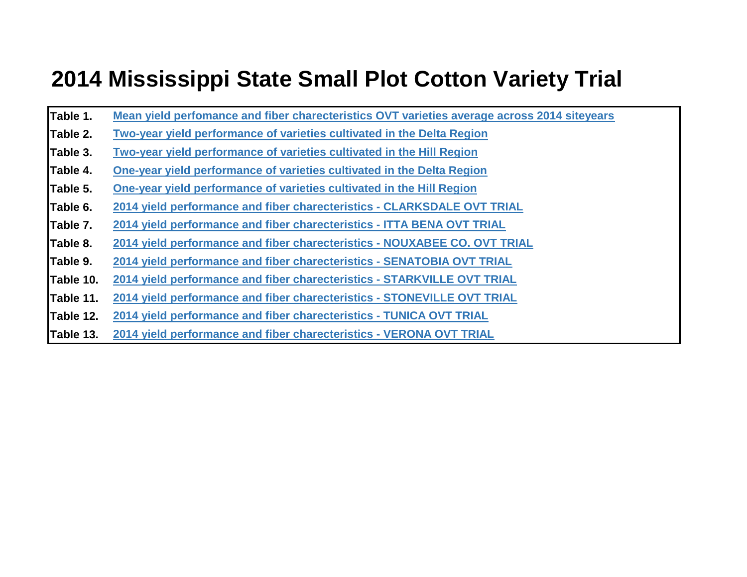# 2014 Mississippi State Small Plot Cotton Variety Trial

| | |
|---|---|
| **Table 1.** | Mean yield perfomance and fiber directeristics OVT varieties average across 2014 siteyears |
| **Table 2.** | Two-year yield performance of varieties cultivated in the Delta Region |
| **Table 3.** | Two-year yield performance of varieties cultivated in the Hill Region |
| **Table 4.** | One-year yield performance of varieties cultivated in the Delta Region |
| **Table 5.** | One-year yield performance of varieties cultivated in the Hill Region |
| **Table 6.** | 2014 yield performance and fiber charecteristics - CLARKSDALE OVT TRIAL |
| **Table 7.** | 2014 yield performance and fiber charecteristics - ITTA BENA OVT TRIAL |
| **Table 8.** | 2014 yield performance and fiber charecteristics - NOUXABEE CO. OVT TRIAL |
| **Table 9.** | 2014 yield performance and fiber charecteristics - SENATOBIA OVT TRIAL |
| **Table 10.** | 2014 yield performance and fiber charecteristics - STARKVILLE OVT TRIAL |
| **Table 11.** | 2014 yield performance and fiber charecteristics - STONEVILLE OVT TRIAL |
| **Table 12.** | 2014 yield performance and fiber charecteristics - TUNICA OVT TRIAL |
| **Table 13.** | 2014 yield performance and fiber charecteristics - VERONA OVT TRIAL |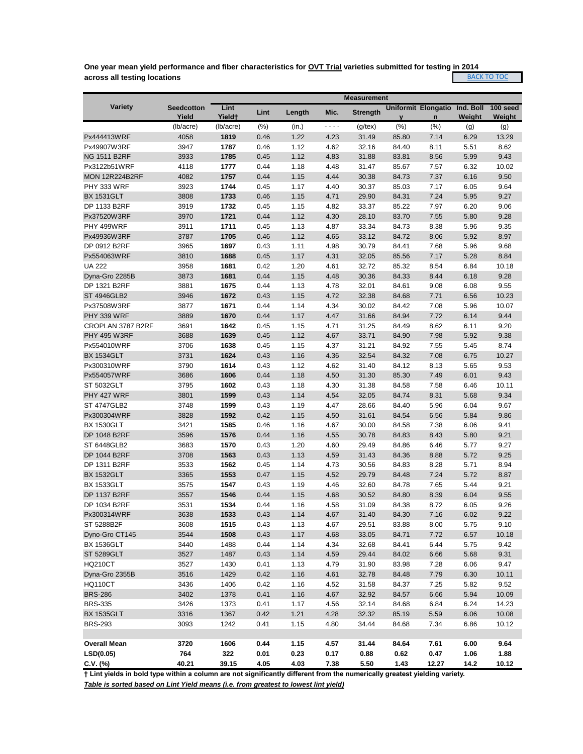**One year mean yield performance and fiber characteristics for OVT Trial varieties submitted for testing in 2014 across all testing locations**

BACK TO TOC

| Variety | Seedcotton Yield | Lint Yield† | Lint | Length | Mic. | Strength | Uniformity | Elongation | Ind. Boll Weight | 100 seed Weight |
|---|---|---|---|---|---|---|---|---|---|---|
| | | | | | | Measurement | | | | |
| | (lb/acre) | (lb/acre) | (%) | (in.) | - - - - | (g/tex) | (%) | (%) | (g) | (g) |
| Px444413WRF | 4058 | **1819** | 0.46 | 1.22 | 4.23 | 31.49 | 85.80 | 7.14 | 6.29 | 13.29 |
| Px49907W3RF | 3947 | **1787** | 0.46 | 1.12 | 4.62 | 32.16 | 84.40 | 8.11 | 5.51 | 8.62 |
| NG 1511 B2RF | 3933 | **1785** | 0.45 | 1.12 | 4.83 | 31.88 | 83.81 | 8.56 | 5.99 | 9.43 |
| Px3122b51WRF | 4118 | **1777** | 0.44 | 1.18 | 4.48 | 31.47 | 85.67 | 7.57 | 6.32 | 10.02 |
| MON 12R224B2RF | 4082 | **1757** | 0.44 | 1.15 | 4.44 | 30.38 | 84.73 | 7.37 | 6.16 | 9.50 |
| PHY 333 WRF | 3923 | **1744** | 0.45 | 1.17 | 4.40 | 30.37 | 85.03 | 7.17 | 6.05 | 9.64 |
| BX 1531GLT | 3808 | **1733** | 0.46 | 1.15 | 4.71 | 29.90 | 84.31 | 7.24 | 5.95 | 9.27 |
| DP 1133 B2RF | 3919 | **1732** | 0.45 | 1.15 | 4.82 | 33.37 | 85.22 | 7.97 | 6.20 | 9.06 |
| Px37520W3RF | 3970 | **1721** | 0.44 | 1.12 | 4.30 | 28.10 | 83.70 | 7.55 | 5.80 | 9.28 |
| PHY 499WRF | 3911 | **1711** | 0.45 | 1.13 | 4.87 | 33.34 | 84.73 | 8.38 | 5.96 | 9.35 |
| Px49936W3RF | 3787 | **1705** | 0.46 | 1.12 | 4.65 | 33.12 | 84.72 | 8.06 | 5.92 | 8.97 |
| DP 0912 B2RF | 3965 | **1697** | 0.43 | 1.11 | 4.98 | 30.79 | 84.41 | 7.68 | 5.96 | 9.68 |
| Px554063WRF | 3810 | **1688** | 0.45 | 1.17 | 4.31 | 32.05 | 85.56 | 7.17 | 5.28 | 8.84 |
| UA 222 | 3958 | **1681** | 0.42 | 1.20 | 4.61 | 32.72 | 85.32 | 8.54 | 6.84 | 10.18 |
| Dyna-Gro 2285B | 3873 | **1681** | 0.44 | 1.15 | 4.48 | 30.36 | 84.33 | 8.44 | 6.18 | 9.28 |
| DP 1321 B2RF | 3881 | **1675** | 0.44 | 1.13 | 4.78 | 32.01 | 84.61 | 9.08 | 6.08 | 9.55 |
| ST 4946GLB2 | 3946 | **1672** | 0.43 | 1.15 | 4.72 | 32.38 | 84.68 | 7.71 | 6.56 | 10.23 |
| Px37508W3RF | 3877 | **1671** | 0.44 | 1.14 | 4.34 | 30.02 | 84.42 | 7.08 | 5.96 | 10.07 |
| PHY 339 WRF | 3889 | **1670** | 0.44 | 1.17 | 4.47 | 31.66 | 84.94 | 7.72 | 6.14 | 9.44 |
| CROPLAN 3787 B2RF | 3691 | **1642** | 0.45 | 1.15 | 4.71 | 31.25 | 84.49 | 8.62 | 6.11 | 9.20 |
| PHY 495 W3RF | 3688 | **1639** | 0.45 | 1.12 | 4.67 | 33.71 | 84.90 | 7.98 | 5.92 | 9.38 |
| Px554010WRF | 3706 | **1638** | 0.45 | 1.15 | 4.37 | 31.21 | 84.92 | 7.55 | 5.45 | 8.74 |
| BX 1534GLT | 3731 | **1624** | 0.43 | 1.16 | 4.36 | 32.54 | 84.32 | 7.08 | 6.75 | 10.27 |
| Px300310WRF | 3790 | **1614** | 0.43 | 1.12 | 4.62 | 31.40 | 84.12 | 8.13 | 5.65 | 9.53 |
| Px554057WRF | 3686 | **1606** | 0.44 | 1.18 | 4.50 | 31.30 | 85.30 | 7.49 | 6.01 | 9.43 |
| ST 5032GLT | 3795 | **1602** | 0.43 | 1.18 | 4.30 | 31.38 | 84.58 | 7.58 | 6.46 | 10.11 |
| PHY 427 WRF | 3801 | **1599** | 0.43 | 1.14 | 4.54 | 32.05 | 84.74 | 8.31 | 5.68 | 9.34 |
| ST 4747GLB2 | 3748 | **1599** | 0.43 | 1.19 | 4.47 | 28.66 | 84.40 | 5.96 | 6.04 | 9.67 |
| Px300304WRF | 3828 | **1592** | 0.42 | 1.15 | 4.50 | 31.61 | 84.54 | 6.56 | 5.84 | 9.86 |
| BX 1530GLT | 3421 | **1585** | 0.46 | 1.16 | 4.67 | 30.00 | 84.58 | 7.38 | 6.06 | 9.41 |
| DP 1048 B2RF | 3596 | **1576** | 0.44 | 1.16 | 4.55 | 30.78 | 84.83 | 8.43 | 5.80 | 9.21 |
| ST 6448GLB2 | 3683 | **1570** | 0.43 | 1.20 | 4.60 | 29.49 | 84.86 | 6.46 | 5.77 | 9.27 |
| DP 1044 B2RF | 3708 | **1563** | 0.43 | 1.13 | 4.59 | 31.43 | 84.36 | 8.88 | 5.72 | 9.25 |
| DP 1311 B2RF | 3533 | **1562** | 0.45 | 1.14 | 4.73 | 30.56 | 84.83 | 8.28 | 5.71 | 8.94 |
| BX 1532GLT | 3365 | **1553** | 0.47 | 1.15 | 4.52 | 29.79 | 84.48 | 7.24 | 5.72 | 8.87 |
| BX 1533GLT | 3575 | **1547** | 0.43 | 1.19 | 4.46 | 32.60 | 84.78 | 7.65 | 5.44 | 9.21 |
| DP 1137 B2RF | 3557 | **1546** | 0.44 | 1.15 | 4.68 | 30.52 | 84.80 | 8.39 | 6.04 | 9.55 |
| DP 1034 B2RF | 3531 | **1534** | 0.44 | 1.16 | 4.58 | 31.09 | 84.38 | 8.72 | 6.05 | 9.26 |
| Px300314WRF | 3638 | **1533** | 0.43 | 1.14 | 4.67 | 31.40 | 84.30 | 7.16 | 6.02 | 9.22 |
| ST 5288B2F | 3608 | **1515** | 0.43 | 1.13 | 4.67 | 29.51 | 83.88 | 8.00 | 5.75 | 9.10 |
| Dyno-Gro CT145 | 3544 | **1508** | 0.43 | 1.17 | 4.68 | 33.05 | 84.71 | 7.72 | 6.57 | 10.18 |
| BX 1536GLT | 3440 | 1488 | 0.44 | 1.14 | 4.34 | 32.68 | 84.41 | 6.44 | 5.75 | 9.42 |
| ST 5289GLT | 3527 | 1487 | 0.43 | 1.14 | 4.59 | 29.44 | 84.02 | 6.66 | 5.68 | 9.31 |
| HQ210CT | 3527 | 1430 | 0.41 | 1.13 | 4.79 | 31.90 | 83.98 | 7.28 | 6.06 | 9.47 |
| Dyna-Gro 2355B | 3516 | 1429 | 0.42 | 1.16 | 4.61 | 32.78 | 84.48 | 7.79 | 6.30 | 10.11 |
| HQ110CT | 3436 | 1406 | 0.42 | 1.16 | 4.52 | 31.58 | 84.37 | 7.25 | 5.82 | 9.52 |
| BRS-286 | 3402 | 1378 | 0.41 | 1.16 | 4.67 | 32.92 | 84.57 | 6.66 | 5.94 | 10.09 |
| BRS-335 | 3426 | 1373 | 0.41 | 1.17 | 4.56 | 32.14 | 84.68 | 6.84 | 6.24 | 14.23 |
| BX 1535GLT | 3316 | 1367 | 0.42 | 1.21 | 4.28 | 32.32 | 85.19 | 5.59 | 6.06 | 10.08 |
| BRS-293 | 3093 | 1242 | 0.41 | 1.15 | 4.80 | 34.44 | 84.68 | 7.34 | 6.86 | 10.12 |
| | | | | | | | | | | |
| **Overall Mean** | **3720** | **1606** | **0.44** | **1.15** | **4.57** | **31.44** | **84.64** | **7.61** | **6.00** | **9.64** |
| **LSD(0.05)** | **764** | **322** | **0.01** | **0.23** | **0.17** | **0.88** | **0.62** | **0.47** | **1.06** | **1.88** |
| **C.V. (%)** | **40.21** | **39.15** | **4.05** | **4.03** | **7.38** | **5.50** | **1.43** | **12.27** | **14.2** | **10.12** |

**† Lint yields in bold type within a column are not significantly different from the numerically greatest yielding variety.**

***Table is sorted based on Lint Yield means (i.e. from greatest to lowest lint yield)***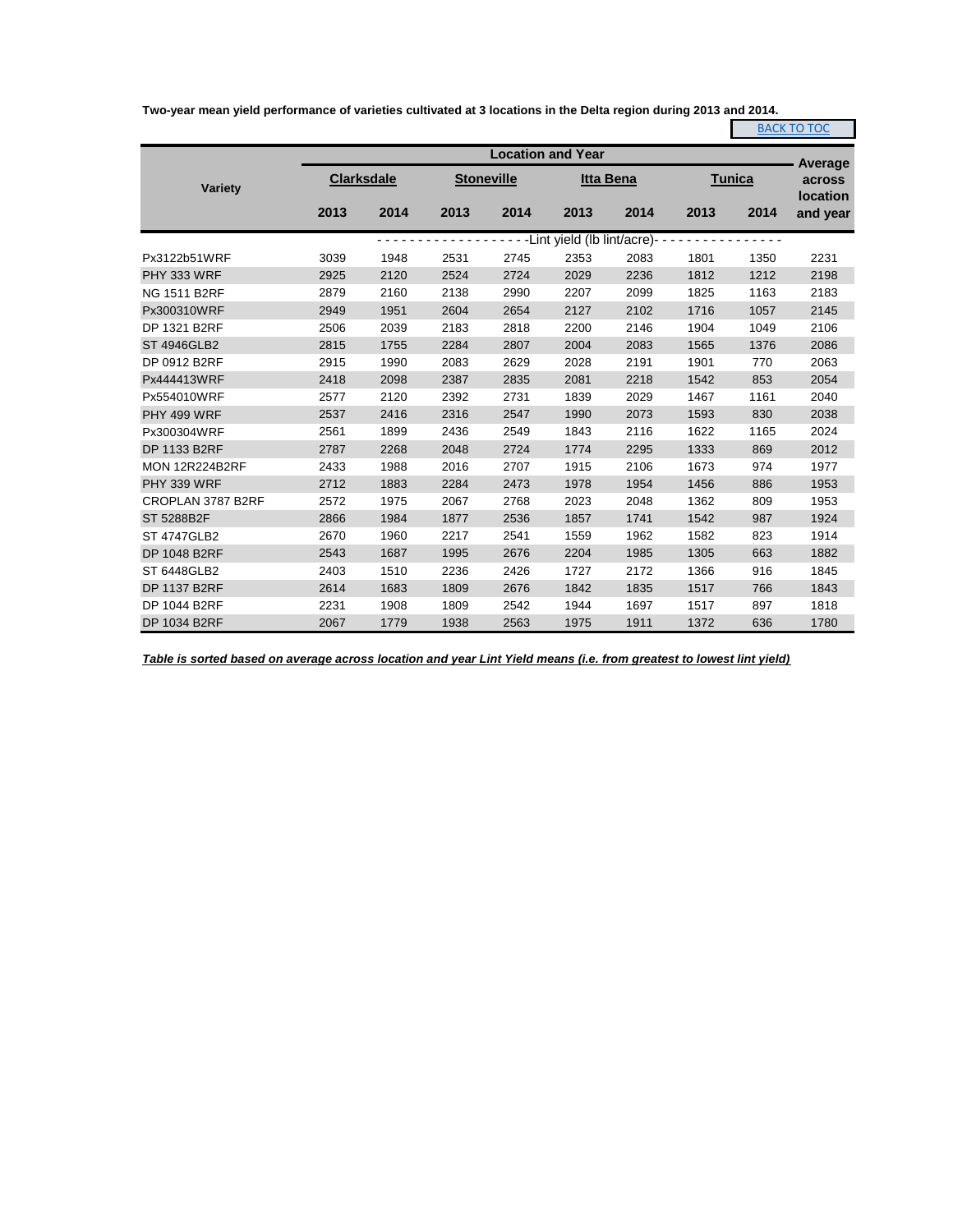**Two-year mean yield performance of varieties cultivated at 3 locations in the Delta region during 2013 and 2014.**

BACK TO TOC

| Variety | Location and Year | | | | | | | | Average across location and year |
|---|---|---|---|---|---|---|---|---|---|
| | Clarksdale | | Stoneville | | Itta Bena | | Tunica | | |
| | 2013 | 2014 | 2013 | 2014 | 2013 | 2014 | 2013 | 2014 | |
| | Lint yield (lb lint/acre) | | | | | | | | |
| Px3122b51WRF | 3039 | 1948 | 2531 | 2745 | 2353 | 2083 | 1801 | 1350 | 2231 |
| PHY 333 WRF | 2925 | 2120 | 2524 | 2724 | 2029 | 2236 | 1812 | 1212 | 2198 |
| NG 1511 B2RF | 2879 | 2160 | 2138 | 2990 | 2207 | 2099 | 1825 | 1163 | 2183 |
| Px300310WRF | 2949 | 1951 | 2604 | 2654 | 2127 | 2102 | 1716 | 1057 | 2145 |
| DP 1321 B2RF | 2506 | 2039 | 2183 | 2818 | 2200 | 2146 | 1904 | 1049 | 2106 |
| ST 4946GLB2 | 2815 | 1755 | 2284 | 2807 | 2004 | 2083 | 1565 | 1376 | 2086 |
| DP 0912 B2RF | 2915 | 1990 | 2083 | 2629 | 2028 | 2191 | 1901 | 770 | 2063 |
| Px444413WRF | 2418 | 2098 | 2387 | 2835 | 2081 | 2218 | 1542 | 853 | 2054 |
| Px554010WRF | 2577 | 2120 | 2392 | 2731 | 1839 | 2029 | 1467 | 1161 | 2040 |
| PHY 499 WRF | 2537 | 2416 | 2316 | 2547 | 1990 | 2073 | 1593 | 830 | 2038 |
| Px300304WRF | 2561 | 1899 | 2436 | 2549 | 1843 | 2116 | 1622 | 1165 | 2024 |
| DP 1133 B2RF | 2787 | 2268 | 2048 | 2724 | 1774 | 2295 | 1333 | 869 | 2012 |
| MON 12R224B2RF | 2433 | 1988 | 2016 | 2707 | 1915 | 2106 | 1673 | 974 | 1977 |
| PHY 339 WRF | 2712 | 1883 | 2284 | 2473 | 1978 | 1954 | 1456 | 886 | 1953 |
| CROPLAN 3787 B2RF | 2572 | 1975 | 2067 | 2768 | 2023 | 2048 | 1362 | 809 | 1953 |
| ST 5288B2F | 2866 | 1984 | 1877 | 2536 | 1857 | 1741 | 1542 | 987 | 1924 |
| ST 4747GLB2 | 2670 | 1960 | 2217 | 2541 | 1559 | 1962 | 1582 | 823 | 1914 |
| DP 1048 B2RF | 2543 | 1687 | 1995 | 2676 | 2204 | 1985 | 1305 | 663 | 1882 |
| ST 6448GLB2 | 2403 | 1510 | 2236 | 2426 | 1727 | 2172 | 1366 | 916 | 1845 |
| DP 1137 B2RF | 2614 | 1683 | 1809 | 2676 | 1842 | 1835 | 1517 | 766 | 1843 |
| DP 1044 B2RF | 2231 | 1908 | 1809 | 2542 | 1944 | 1697 | 1517 | 897 | 1818 |
| DP 1034 B2RF | 2067 | 1779 | 1938 | 2563 | 1975 | 1911 | 1372 | 636 | 1780 |

***Table is sorted based on average across location and year Lint Yield means (i.e. from greatest to lowest lint yield)***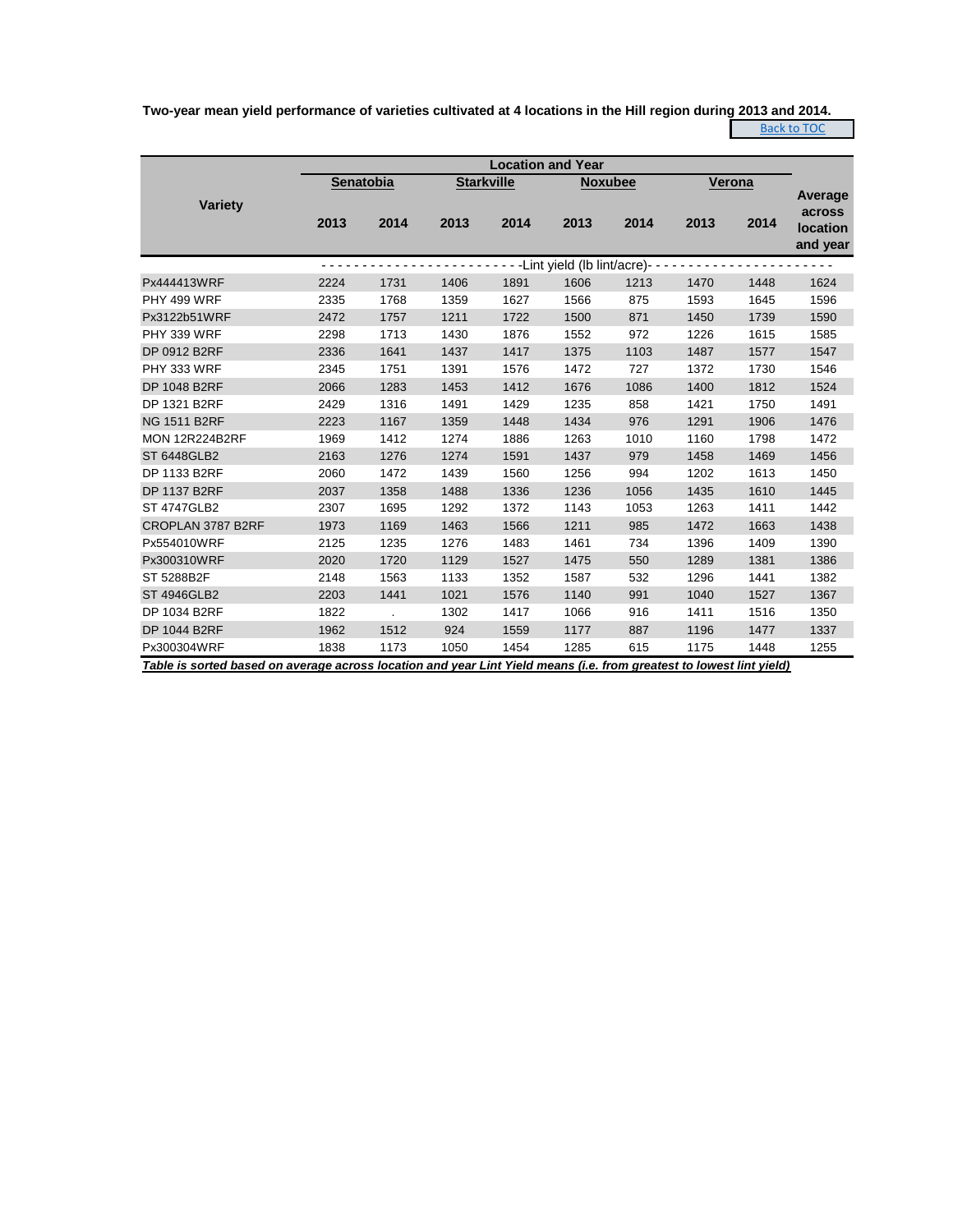**Two-year mean yield performance of varieties cultivated at 4 locations in the Hill region during 2013 and 2014.**

Back to TOC

| Variety | Senatobia | | Starkville | | Noxubee | | Verona | | Average across location and year |
|---|---|---|---|---|---|---|---|---|---|
| | 2013 | 2014 | 2013 | 2014 | 2013 | 2014 | 2013 | 2014 | |
| | -Lint yield (lb lint/acre)- | | | | | | | | |
| Px444413WRF | 2224 | 1731 | 1406 | 1891 | 1606 | 1213 | 1470 | 1448 | 1624 |
| PHY 499 WRF | 2335 | 1768 | 1359 | 1627 | 1566 | 875 | 1593 | 1645 | 1596 |
| Px3122b51WRF | 2472 | 1757 | 1211 | 1722 | 1500 | 871 | 1450 | 1739 | 1590 |
| PHY 339 WRF | 2298 | 1713 | 1430 | 1876 | 1552 | 972 | 1226 | 1615 | 1585 |
| DP 0912 B2RF | 2336 | 1641 | 1437 | 1417 | 1375 | 1103 | 1487 | 1577 | 1547 |
| PHY 333 WRF | 2345 | 1751 | 1391 | 1576 | 1472 | 727 | 1372 | 1730 | 1546 |
| DP 1048 B2RF | 2066 | 1283 | 1453 | 1412 | 1676 | 1086 | 1400 | 1812 | 1524 |
| DP 1321 B2RF | 2429 | 1316 | 1491 | 1429 | 1235 | 858 | 1421 | 1750 | 1491 |
| NG 1511 B2RF | 2223 | 1167 | 1359 | 1448 | 1434 | 976 | 1291 | 1906 | 1476 |
| MON 12R224B2RF | 1969 | 1412 | 1274 | 1886 | 1263 | 1010 | 1160 | 1798 | 1472 |
| ST 6448GLB2 | 2163 | 1276 | 1274 | 1591 | 1437 | 979 | 1458 | 1469 | 1456 |
| DP 1133 B2RF | 2060 | 1472 | 1439 | 1560 | 1256 | 994 | 1202 | 1613 | 1450 |
| DP 1137 B2RF | 2037 | 1358 | 1488 | 1336 | 1236 | 1056 | 1435 | 1610 | 1445 |
| ST 4747GLB2 | 2307 | 1695 | 1292 | 1372 | 1143 | 1053 | 1263 | 1411 | 1442 |
| CROPLAN 3787 B2RF | 1973 | 1169 | 1463 | 1566 | 1211 | 985 | 1472 | 1663 | 1438 |
| Px554010WRF | 2125 | 1235 | 1276 | 1483 | 1461 | 734 | 1396 | 1409 | 1390 |
| Px300310WRF | 2020 | 1720 | 1129 | 1527 | 1475 | 550 | 1289 | 1381 | 1386 |
| ST 5288B2F | 2148 | 1563 | 1133 | 1352 | 1587 | 532 | 1296 | 1441 | 1382 |
| ST 4946GLB2 | 2203 | 1441 | 1021 | 1576 | 1140 | 991 | 1040 | 1527 | 1367 |
| DP 1034 B2RF | 1822 | . | 1302 | 1417 | 1066 | 916 | 1411 | 1516 | 1350 |
| DP 1044 B2RF | 1962 | 1512 | 924 | 1559 | 1177 | 887 | 1196 | 1477 | 1337 |
| Px300304WRF | 1838 | 1173 | 1050 | 1454 | 1285 | 615 | 1175 | 1448 | 1255 |

***Table is sorted based on average across location and year Lint Yield means (i.e. from greatest to lowest lint yield)***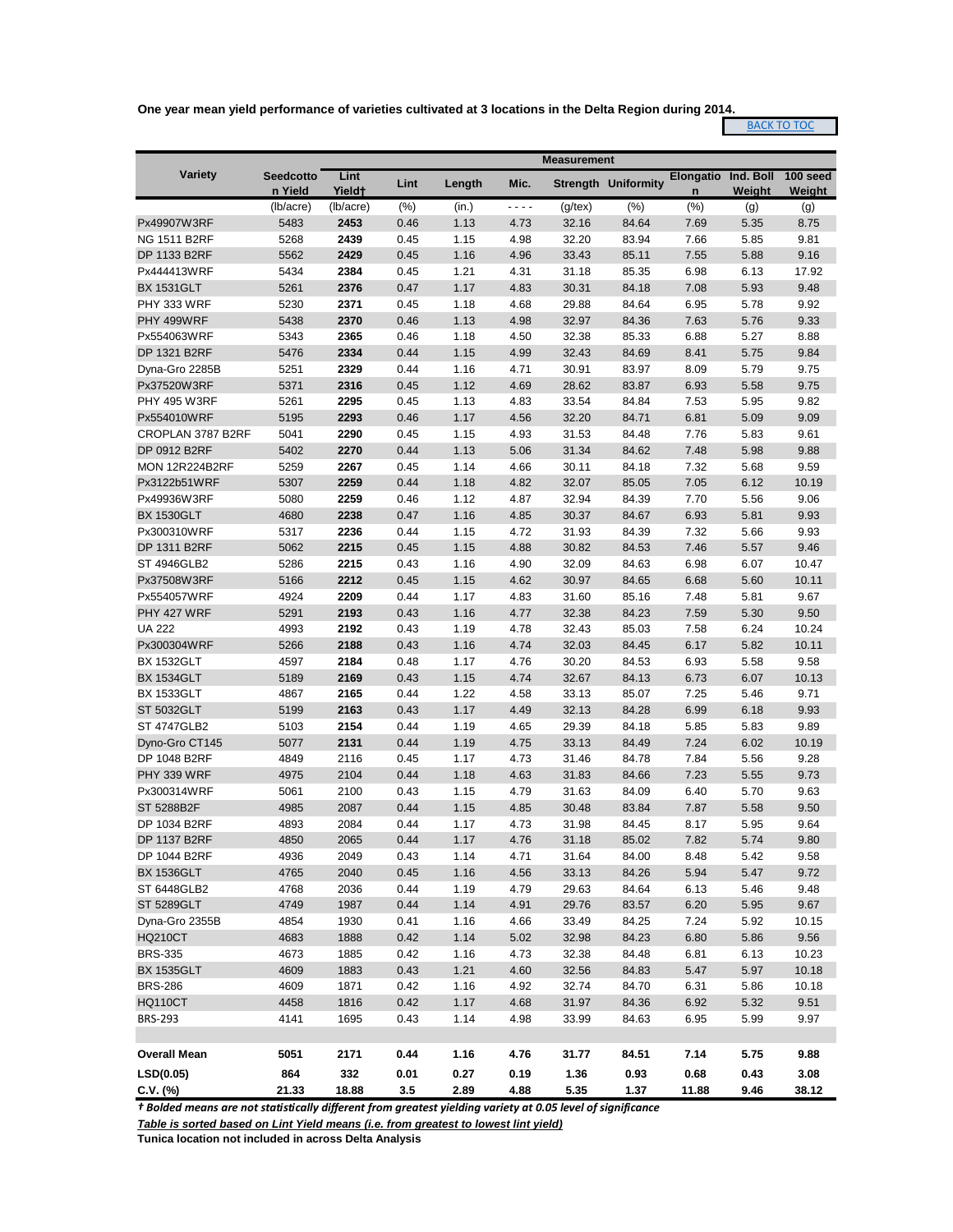**One year mean yield performance of varieties cultivated at 3 locations in the Delta Region during 2014.**

BACK TO TOC

| Variety | Seedcotton Yield | Lint Yield† | Lint | Length | Mic. | Strength | Uniformity | Elongation | Ind. Boll Weight | 100 seed Weight |
|---|---|---|---|---|---|---|---|---|---|---|
| | (lb/acre) | (lb/acre) | (%) | (in.) | - - - - | (g/tex) | (%) | (%) | (g) | (g) |
| Px49907W3RF | 5483 | **2453** | 0.46 | 1.13 | 4.73 | 32.16 | 84.64 | 7.69 | 5.35 | 8.75 |
| NG 1511 B2RF | 5268 | **2439** | 0.45 | 1.15 | 4.98 | 32.20 | 83.94 | 7.66 | 5.85 | 9.81 |
| DP 1133 B2RF | 5562 | **2429** | 0.45 | 1.16 | 4.96 | 33.43 | 85.11 | 7.55 | 5.88 | 9.16 |
| Px444413WRF | 5434 | **2384** | 0.45 | 1.21 | 4.31 | 31.18 | 85.35 | 6.98 | 6.13 | 17.92 |
| BX 1531GLT | 5261 | **2376** | 0.47 | 1.17 | 4.83 | 30.31 | 84.18 | 7.08 | 5.93 | 9.48 |
| PHY 333 WRF | 5230 | **2371** | 0.45 | 1.18 | 4.68 | 29.88 | 84.64 | 6.95 | 5.78 | 9.92 |
| PHY 499WRF | 5438 | **2370** | 0.46 | 1.13 | 4.98 | 32.97 | 84.36 | 7.63 | 5.76 | 9.33 |
| Px554063WRF | 5343 | **2365** | 0.46 | 1.18 | 4.50 | 32.38 | 85.33 | 6.88 | 5.27 | 8.88 |
| DP 1321 B2RF | 5476 | **2334** | 0.44 | 1.15 | 4.99 | 32.43 | 84.69 | 8.41 | 5.75 | 9.84 |
| Dyna-Gro 2285B | 5251 | **2329** | 0.44 | 1.16 | 4.71 | 30.91 | 83.97 | 8.09 | 5.79 | 9.75 |
| Px37520W3RF | 5371 | **2316** | 0.45 | 1.12 | 4.69 | 28.62 | 83.87 | 6.93 | 5.58 | 9.75 |
| PHY 495 W3RF | 5261 | **2295** | 0.45 | 1.13 | 4.83 | 33.54 | 84.84 | 7.53 | 5.95 | 9.82 |
| Px554010WRF | 5195 | **2293** | 0.46 | 1.17 | 4.56 | 32.20 | 84.71 | 6.81 | 5.09 | 9.09 |
| CROPLAN 3787 B2RF | 5041 | **2290** | 0.45 | 1.15 | 4.93 | 31.53 | 84.48 | 7.76 | 5.83 | 9.61 |
| DP 0912 B2RF | 5402 | **2270** | 0.44 | 1.13 | 5.06 | 31.34 | 84.62 | 7.48 | 5.98 | 9.88 |
| MON 12R224B2RF | 5259 | **2267** | 0.45 | 1.14 | 4.66 | 30.11 | 84.18 | 7.32 | 5.68 | 9.59 |
| Px3122b51WRF | 5307 | **2259** | 0.44 | 1.18 | 4.82 | 32.07 | 85.05 | 7.05 | 6.12 | 10.19 |
| Px49936W3RF | 5080 | **2259** | 0.46 | 1.12 | 4.87 | 32.94 | 84.39 | 7.70 | 5.56 | 9.06 |
| BX 1530GLT | 4680 | **2238** | 0.47 | 1.16 | 4.85 | 30.37 | 84.67 | 6.93 | 5.81 | 9.93 |
| Px300310WRF | 5317 | **2236** | 0.44 | 1.15 | 4.72 | 31.93 | 84.39 | 7.32 | 5.66 | 9.93 |
| DP 1311 B2RF | 5062 | **2215** | 0.45 | 1.15 | 4.88 | 30.82 | 84.53 | 7.46 | 5.57 | 9.46 |
| ST 4946GLB2 | 5286 | **2215** | 0.43 | 1.16 | 4.90 | 32.09 | 84.63 | 6.98 | 6.07 | 10.47 |
| Px37508W3RF | 5166 | **2212** | 0.45 | 1.15 | 4.62 | 30.97 | 84.65 | 6.68 | 5.60 | 10.11 |
| Px554057WRF | 4924 | **2209** | 0.44 | 1.17 | 4.83 | 31.60 | 85.16 | 7.48 | 5.81 | 9.67 |
| PHY 427 WRF | 5291 | **2193** | 0.43 | 1.16 | 4.77 | 32.38 | 84.23 | 7.59 | 5.30 | 9.50 |
| UA 222 | 4993 | **2192** | 0.43 | 1.19 | 4.78 | 32.43 | 85.03 | 7.58 | 6.24 | 10.24 |
| Px300304WRF | 5266 | **2188** | 0.43 | 1.16 | 4.74 | 32.03 | 84.45 | 6.17 | 5.82 | 10.11 |
| BX 1532GLT | 4597 | **2184** | 0.48 | 1.17 | 4.76 | 30.20 | 84.53 | 6.93 | 5.58 | 9.58 |
| BX 1534GLT | 5189 | **2169** | 0.43 | 1.15 | 4.74 | 32.67 | 84.13 | 6.73 | 6.07 | 10.13 |
| BX 1533GLT | 4867 | **2165** | 0.44 | 1.22 | 4.58 | 33.13 | 85.07 | 7.25 | 5.46 | 9.71 |
| ST 5032GLT | 5199 | **2163** | 0.43 | 1.17 | 4.49 | 32.13 | 84.28 | 6.99 | 6.18 | 9.93 |
| ST 4747GLB2 | 5103 | **2154** | 0.44 | 1.19 | 4.65 | 29.39 | 84.18 | 5.85 | 5.83 | 9.89 |
| Dyno-Gro CT145 | 5077 | **2131** | 0.44 | 1.19 | 4.75 | 33.13 | 84.49 | 7.24 | 6.02 | 10.19 |
| DP 1048 B2RF | 4849 | 2116 | 0.45 | 1.17 | 4.73 | 31.46 | 84.78 | 7.84 | 5.56 | 9.28 |
| PHY 339 WRF | 4975 | 2104 | 0.44 | 1.18 | 4.63 | 31.83 | 84.66 | 7.23 | 5.55 | 9.73 |
| Px300314WRF | 5061 | 2100 | 0.43 | 1.15 | 4.79 | 31.63 | 84.09 | 6.40 | 5.70 | 9.63 |
| ST 5288B2F | 4985 | 2087 | 0.44 | 1.15 | 4.85 | 30.48 | 83.84 | 7.87 | 5.58 | 9.50 |
| DP 1034 B2RF | 4893 | 2084 | 0.44 | 1.17 | 4.73 | 31.98 | 84.45 | 8.17 | 5.95 | 9.64 |
| DP 1137 B2RF | 4850 | 2065 | 0.44 | 1.17 | 4.76 | 31.18 | 85.02 | 7.82 | 5.74 | 9.80 |
| DP 1044 B2RF | 4936 | 2049 | 0.43 | 1.14 | 4.71 | 31.64 | 84.00 | 8.48 | 5.42 | 9.58 |
| BX 1536GLT | 4765 | 2040 | 0.45 | 1.16 | 4.56 | 33.13 | 84.26 | 5.94 | 5.47 | 9.72 |
| ST 6448GLB2 | 4768 | 2036 | 0.44 | 1.19 | 4.79 | 29.63 | 84.64 | 6.13 | 5.46 | 9.48 |
| ST 5289GLT | 4749 | 1987 | 0.44 | 1.14 | 4.91 | 29.76 | 83.57 | 6.20 | 5.95 | 9.67 |
| Dyna-Gro 2355B | 4854 | 1930 | 0.41 | 1.16 | 4.66 | 33.49 | 84.25 | 7.24 | 5.92 | 10.15 |
| HQ210CT | 4683 | 1888 | 0.42 | 1.14 | 5.02 | 32.98 | 84.23 | 6.80 | 5.86 | 9.56 |
| BRS-335 | 4673 | 1885 | 0.42 | 1.16 | 4.73 | 32.38 | 84.48 | 6.81 | 6.13 | 10.23 |
| BX 1535GLT | 4609 | 1883 | 0.43 | 1.21 | 4.60 | 32.56 | 84.83 | 5.47 | 5.97 | 10.18 |
| BRS-286 | 4609 | 1871 | 0.42 | 1.16 | 4.92 | 32.74 | 84.70 | 6.31 | 5.86 | 10.18 |
| HQ110CT | 4458 | 1816 | 0.42 | 1.17 | 4.68 | 31.97 | 84.36 | 6.92 | 5.32 | 9.51 |
| BRS-293 | 4141 | 1695 | 0.43 | 1.14 | 4.98 | 33.99 | 84.63 | 6.95 | 5.99 | 9.97 |
| | | | | | | | | | | |
| **Overall Mean** | **5051** | **2171** | **0.44** | **1.16** | **4.76** | **31.77** | **84.51** | **7.14** | **5.75** | **9.88** |
| **LSD(0.05)** | **864** | **332** | **0.01** | **0.27** | **0.19** | **1.36** | **0.93** | **0.68** | **0.43** | **3.08** |
| **C.V. (%)** | **21.33** | **18.88** | **3.5** | **2.89** | **4.88** | **5.35** | **1.37** | **11.88** | **9.46** | **38.12** |

***† Bolded means are not statistically different from greatest yielding variety at 0.05 level of significance***

***Table is sorted based on Lint Yield means (i.e. from greatest to lowest lint yield)***

**Tunica location not included in across Delta Analysis**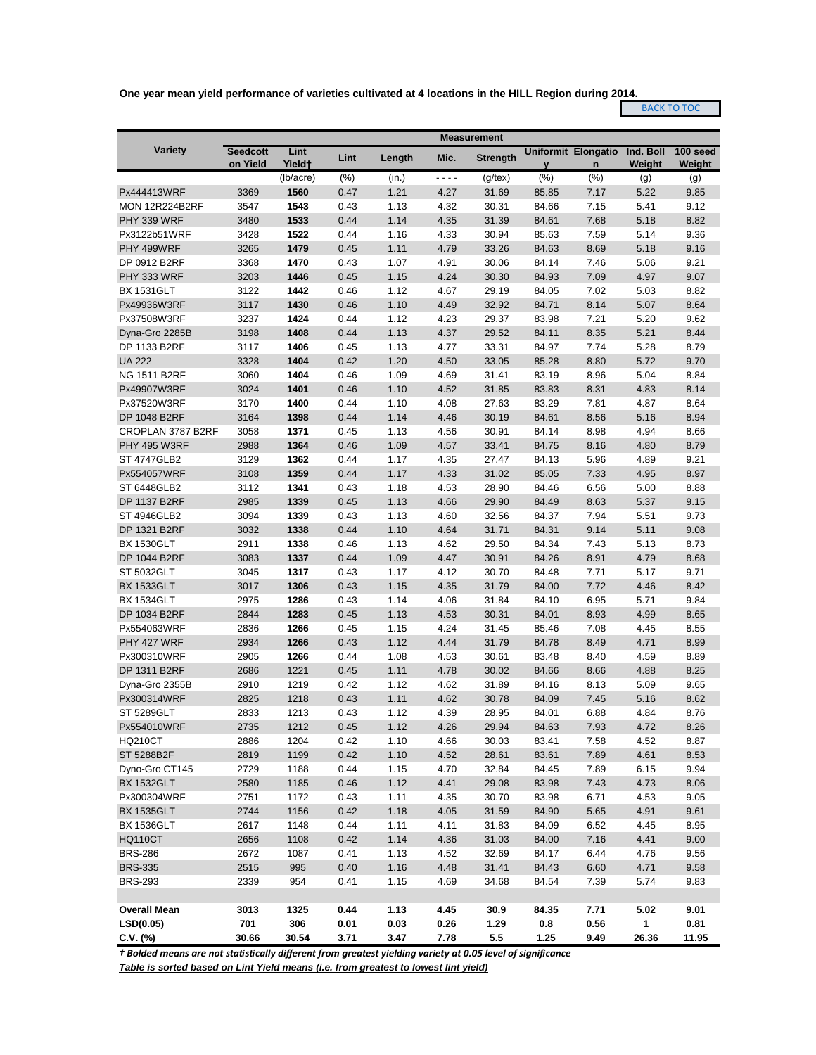**One year mean yield performance of varieties cultivated at 4 locations in the HILL Region during 2014.**

BACK TO TOC

| Variety | Measurement | | | | | | | | | |
|---|---|---|---|---|---|---|---|---|---|---|
| | Seedcott on Yield | Lint Yield† | Lint | Length | Mic. | Strength | Uniformity | Elongation | Ind. Boll Weight | 100 seed Weight |
| | | (lb/acre) | (%) | (in.) | - - - - | (g/tex) | (%) | (%) | (g) | (g) |
| Px444413WRF | 3369 | **1560** | 0.47 | 1.21 | 4.27 | 31.69 | 85.85 | 7.17 | 5.22 | 9.85 |
| MON 12R224B2RF | 3547 | **1543** | 0.43 | 1.13 | 4.32 | 30.31 | 84.66 | 7.15 | 5.41 | 9.12 |
| PHY 339 WRF | 3480 | **1533** | 0.44 | 1.14 | 4.35 | 31.39 | 84.61 | 7.68 | 5.18 | 8.82 |
| Px3122b51WRF | 3428 | **1522** | 0.44 | 1.16 | 4.33 | 30.94 | 85.63 | 7.59 | 5.14 | 9.36 |
| PHY 499WRF | 3265 | **1479** | 0.45 | 1.11 | 4.79 | 33.26 | 84.63 | 8.69 | 5.18 | 9.16 |
| DP 0912 B2RF | 3368 | **1470** | 0.43 | 1.07 | 4.91 | 30.06 | 84.14 | 7.46 | 5.06 | 9.21 |
| PHY 333 WRF | 3203 | **1446** | 0.45 | 1.15 | 4.24 | 30.30 | 84.93 | 7.09 | 4.97 | 9.07 |
| BX 1531GLT | 3122 | **1442** | 0.46 | 1.12 | 4.67 | 29.19 | 84.05 | 7.02 | 5.03 | 8.82 |
| Px49936W3RF | 3117 | **1430** | 0.46 | 1.10 | 4.49 | 32.92 | 84.71 | 8.14 | 5.07 | 8.64 |
| Px37508W3RF | 3237 | **1424** | 0.44 | 1.12 | 4.23 | 29.37 | 83.98 | 7.21 | 5.20 | 9.62 |
| Dyna-Gro 2285B | 3198 | **1408** | 0.44 | 1.13 | 4.37 | 29.52 | 84.11 | 8.35 | 5.21 | 8.44 |
| DP 1133 B2RF | 3117 | **1406** | 0.45 | 1.13 | 4.77 | 33.31 | 84.97 | 7.74 | 5.28 | 8.79 |
| UA 222 | 3328 | **1404** | 0.42 | 1.20 | 4.50 | 33.05 | 85.28 | 8.80 | 5.72 | 9.70 |
| NG 1511 B2RF | 3060 | **1404** | 0.46 | 1.09 | 4.69 | 31.41 | 83.19 | 8.96 | 5.04 | 8.84 |
| Px49907W3RF | 3024 | **1401** | 0.46 | 1.10 | 4.52 | 31.85 | 83.83 | 8.31 | 4.83 | 8.14 |
| Px37520W3RF | 3170 | **1400** | 0.44 | 1.10 | 4.08 | 27.63 | 83.29 | 7.81 | 4.87 | 8.64 |
| DP 1048 B2RF | 3164 | **1398** | 0.44 | 1.14 | 4.46 | 30.19 | 84.61 | 8.56 | 5.16 | 8.94 |
| CROPLAN 3787 B2RF | 3058 | **1371** | 0.45 | 1.13 | 4.56 | 30.91 | 84.14 | 8.98 | 4.94 | 8.66 |
| PHY 495 W3RF | 2988 | **1364** | 0.46 | 1.09 | 4.57 | 33.41 | 84.75 | 8.16 | 4.80 | 8.79 |
| ST 4747GLB2 | 3129 | **1362** | 0.44 | 1.17 | 4.35 | 27.47 | 84.13 | 5.96 | 4.89 | 9.21 |
| Px554057WRF | 3108 | **1359** | 0.44 | 1.17 | 4.33 | 31.02 | 85.05 | 7.33 | 4.95 | 8.97 |
| ST 6448GLB2 | 3112 | **1341** | 0.43 | 1.18 | 4.53 | 28.90 | 84.46 | 6.56 | 5.00 | 8.88 |
| DP 1137 B2RF | 2985 | **1339** | 0.45 | 1.13 | 4.66 | 29.90 | 84.49 | 8.63 | 5.37 | 9.15 |
| ST 4946GLB2 | 3094 | **1339** | 0.43 | 1.13 | 4.60 | 32.56 | 84.37 | 7.94 | 5.51 | 9.73 |
| DP 1321 B2RF | 3032 | **1338** | 0.44 | 1.10 | 4.64 | 31.71 | 84.31 | 9.14 | 5.11 | 9.08 |
| BX 1530GLT | 2911 | **1338** | 0.46 | 1.13 | 4.62 | 29.50 | 84.34 | 7.43 | 5.13 | 8.73 |
| DP 1044 B2RF | 3083 | **1337** | 0.44 | 1.09 | 4.47 | 30.91 | 84.26 | 8.91 | 4.79 | 8.68 |
| ST 5032GLT | 3045 | **1317** | 0.43 | 1.17 | 4.12 | 30.70 | 84.48 | 7.71 | 5.17 | 9.71 |
| BX 1533GLT | 3017 | **1306** | 0.43 | 1.15 | 4.35 | 31.79 | 84.00 | 7.72 | 4.46 | 8.42 |
| BX 1534GLT | 2975 | **1286** | 0.43 | 1.14 | 4.06 | 31.84 | 84.10 | 6.95 | 5.71 | 9.84 |
| DP 1034 B2RF | 2844 | **1283** | 0.45 | 1.13 | 4.53 | 30.31 | 84.01 | 8.93 | 4.99 | 8.65 |
| Px554063WRF | 2836 | **1266** | 0.45 | 1.15 | 4.24 | 31.45 | 85.46 | 7.08 | 4.45 | 8.55 |
| PHY 427 WRF | 2934 | **1266** | 0.43 | 1.12 | 4.44 | 31.79 | 84.78 | 8.49 | 4.71 | 8.99 |
| Px300310WRF | 2905 | **1266** | 0.44 | 1.08 | 4.53 | 30.61 | 83.48 | 8.40 | 4.59 | 8.89 |
| DP 1311 B2RF | 2686 | 1221 | 0.45 | 1.11 | 4.78 | 30.02 | 84.66 | 8.66 | 4.88 | 8.25 |
| Dyna-Gro 2355B | 2910 | 1219 | 0.42 | 1.12 | 4.62 | 31.89 | 84.16 | 8.13 | 5.09 | 9.65 |
| Px300314WRF | 2825 | 1218 | 0.43 | 1.11 | 4.62 | 30.78 | 84.09 | 7.45 | 5.16 | 8.62 |
| ST 5289GLT | 2833 | 1213 | 0.43 | 1.12 | 4.39 | 28.95 | 84.01 | 6.88 | 4.84 | 8.76 |
| Px554010WRF | 2735 | 1212 | 0.45 | 1.12 | 4.26 | 29.94 | 84.63 | 7.93 | 4.72 | 8.26 |
| HQ210CT | 2886 | 1204 | 0.42 | 1.10 | 4.66 | 30.03 | 83.41 | 7.58 | 4.52 | 8.87 |
| ST 5288B2F | 2819 | 1199 | 0.42 | 1.10 | 4.52 | 28.61 | 83.61 | 7.89 | 4.61 | 8.53 |
| Dyno-Gro CT145 | 2729 | 1188 | 0.44 | 1.15 | 4.70 | 32.84 | 84.45 | 7.89 | 6.15 | 9.94 |
| BX 1532GLT | 2580 | 1185 | 0.46 | 1.12 | 4.41 | 29.08 | 83.98 | 7.43 | 4.73 | 8.06 |
| Px300304WRF | 2751 | 1172 | 0.43 | 1.11 | 4.35 | 30.70 | 83.98 | 6.71 | 4.53 | 9.05 |
| BX 1535GLT | 2744 | 1156 | 0.42 | 1.18 | 4.05 | 31.59 | 84.90 | 5.65 | 4.91 | 9.61 |
| BX 1536GLT | 2617 | 1148 | 0.44 | 1.11 | 4.11 | 31.83 | 84.09 | 6.52 | 4.45 | 8.95 |
| HQ110CT | 2656 | 1108 | 0.42 | 1.14 | 4.36 | 31.03 | 84.00 | 7.16 | 4.41 | 9.00 |
| BRS-286 | 2672 | 1087 | 0.41 | 1.13 | 4.52 | 32.69 | 84.17 | 6.44 | 4.76 | 9.56 |
| BRS-335 | 2515 | 995 | 0.40 | 1.16 | 4.48 | 31.41 | 84.43 | 6.60 | 4.71 | 9.58 |
| BRS-293 | 2339 | 954 | 0.41 | 1.15 | 4.69 | 34.68 | 84.54 | 7.39 | 5.74 | 9.83 |
| | | | | | | | | | | |
| **Overall Mean** | **3013** | **1325** | **0.44** | **1.13** | **4.45** | **30.9** | **84.35** | **7.71** | **5.02** | **9.01** |
| **LSD(0.05)** | **701** | **306** | **0.01** | **0.03** | **0.26** | **1.29** | **0.8** | **0.56** | **1** | **0.81** |
| **C.V. (%)** | **30.66** | **30.54** | **3.71** | **3.47** | **7.78** | **5.5** | **1.25** | **9.49** | **26.36** | **11.95** |

***† Bolded means are not statistically different from greatest yielding variety at 0.05 level of significance***

***Table is sorted based on Lint Yield means (i.e. from greatest to lowest lint yield)***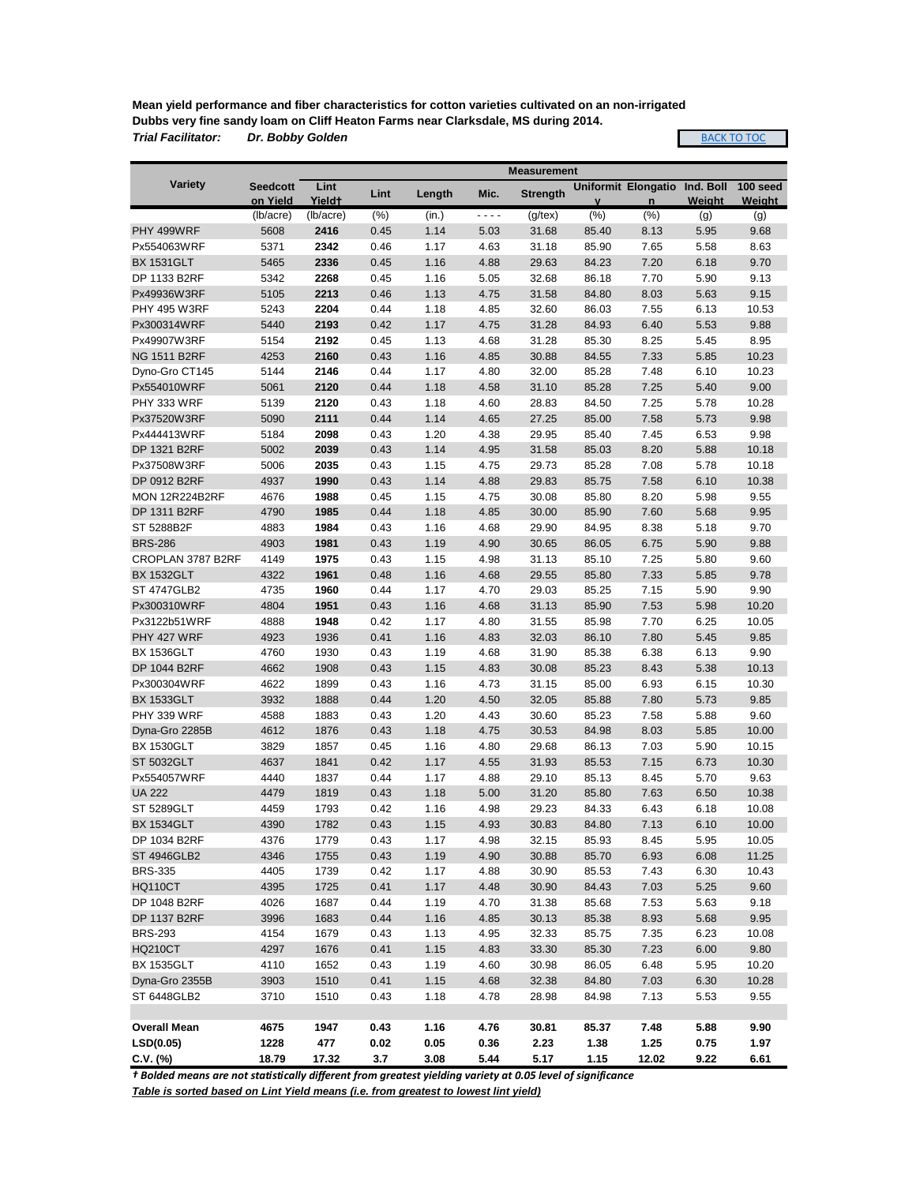**Mean yield performance and fiber characteristics for cotton varieties cultivated on an non-irrigated Dubbs very fine sandy loam on Cliff Heaton Farms near Clarksdale, MS during 2014.**

***Trial Facilitator:*** ***Dr. Bobby Golden***

BACK TO TOC

| Variety | Measurement | | | | | | | | | |
|---|---|---|---|---|---|---|---|---|---|---|
| | Seedcott on Yield | Lint Yield† | Lint | Length | Mic. | Strength | Uniformity | Elongation | Ind. Boll Weight | 100 seed Weight |
| | (lb/acre) | (lb/acre) | (%) | (in.) | - - - - | (g/tex) | (%) | (%) | (g) | (g) |
| PHY 499WRF | 5608 | **2416** | 0.45 | 1.14 | 5.03 | 31.68 | 85.40 | 8.13 | 5.95 | 9.68 |
| Px554063WRF | 5371 | **2342** | 0.46 | 1.17 | 4.63 | 31.18 | 85.90 | 7.65 | 5.58 | 8.63 |
| BX 1531GLT | 5465 | **2336** | 0.45 | 1.16 | 4.88 | 29.63 | 84.23 | 7.20 | 6.18 | 9.70 |
| DP 1133 B2RF | 5342 | **2268** | 0.45 | 1.16 | 5.05 | 32.68 | 86.18 | 7.70 | 5.90 | 9.13 |
| Px49936W3RF | 5105 | **2213** | 0.46 | 1.13 | 4.75 | 31.58 | 84.80 | 8.03 | 5.63 | 9.15 |
| PHY 495 W3RF | 5243 | **2204** | 0.44 | 1.18 | 4.85 | 32.60 | 86.03 | 7.55 | 6.13 | 10.53 |
| Px300314WRF | 5440 | **2193** | 0.42 | 1.17 | 4.75 | 31.28 | 84.93 | 6.40 | 5.53 | 9.88 |
| Px49907W3RF | 5154 | **2192** | 0.45 | 1.13 | 4.68 | 31.28 | 85.30 | 8.25 | 5.45 | 8.95 |
| NG 1511 B2RF | 4253 | **2160** | 0.43 | 1.16 | 4.85 | 30.88 | 84.55 | 7.33 | 5.85 | 10.23 |
| Dyno-Gro CT145 | 5144 | **2146** | 0.44 | 1.17 | 4.80 | 32.00 | 85.28 | 7.48 | 6.10 | 10.23 |
| Px554010WRF | 5061 | **2120** | 0.44 | 1.18 | 4.58 | 31.10 | 85.28 | 7.25 | 5.40 | 9.00 |
| PHY 333 WRF | 5139 | **2120** | 0.43 | 1.18 | 4.60 | 28.83 | 84.50 | 7.25 | 5.78 | 10.28 |
| Px37520W3RF | 5090 | **2111** | 0.44 | 1.14 | 4.65 | 27.25 | 85.00 | 7.58 | 5.73 | 9.98 |
| Px444413WRF | 5184 | **2098** | 0.43 | 1.20 | 4.38 | 29.95 | 85.40 | 7.45 | 6.53 | 9.98 |
| DP 1321 B2RF | 5002 | **2039** | 0.43 | 1.14 | 4.95 | 31.58 | 85.03 | 8.20 | 5.88 | 10.18 |
| Px37508W3RF | 5006 | **2035** | 0.43 | 1.15 | 4.75 | 29.73 | 85.28 | 7.08 | 5.78 | 10.18 |
| DP 0912 B2RF | 4937 | **1990** | 0.43 | 1.14 | 4.88 | 29.83 | 85.75 | 7.58 | 6.10 | 10.38 |
| MON 12R224B2RF | 4676 | **1988** | 0.45 | 1.15 | 4.75 | 30.08 | 85.80 | 8.20 | 5.98 | 9.55 |
| DP 1311 B2RF | 4790 | **1985** | 0.44 | 1.18 | 4.85 | 30.00 | 85.90 | 7.60 | 5.68 | 9.95 |
| ST 5288B2F | 4883 | **1984** | 0.43 | 1.16 | 4.68 | 29.90 | 84.95 | 8.38 | 5.18 | 9.70 |
| BRS-286 | 4903 | **1981** | 0.43 | 1.19 | 4.90 | 30.65 | 86.05 | 6.75 | 5.90 | 9.88 |
| CROPLAN 3787 B2RF | 4149 | **1975** | 0.43 | 1.15 | 4.98 | 31.13 | 85.10 | 7.25 | 5.80 | 9.60 |
| BX 1532GLT | 4322 | **1961** | 0.48 | 1.16 | 4.68 | 29.55 | 85.80 | 7.33 | 5.85 | 9.78 |
| ST 4747GLB2 | 4735 | **1960** | 0.44 | 1.17 | 4.70 | 29.03 | 85.25 | 7.15 | 5.90 | 9.90 |
| Px300310WRF | 4804 | **1951** | 0.43 | 1.16 | 4.68 | 31.13 | 85.90 | 7.53 | 5.98 | 10.20 |
| Px3122b51WRF | 4888 | **1948** | 0.42 | 1.17 | 4.80 | 31.55 | 85.98 | 7.70 | 6.25 | 10.05 |
| PHY 427 WRF | 4923 | **1936** | 0.41 | 1.16 | 4.83 | 32.03 | 86.10 | 7.80 | 5.45 | 9.85 |
| BX 1536GLT | 4760 | 1930 | 0.43 | 1.19 | 4.68 | 31.90 | 85.38 | 6.38 | 6.13 | 9.90 |
| DP 1044 B2RF | 4662 | 1908 | 0.43 | 1.15 | 4.83 | 30.08 | 85.23 | 8.43 | 5.38 | 10.13 |
| Px300304WRF | 4622 | 1899 | 0.43 | 1.16 | 4.73 | 31.15 | 85.00 | 6.93 | 6.15 | 10.30 |
| BX 1533GLT | 3932 | 1888 | 0.44 | 1.20 | 4.50 | 32.05 | 85.88 | 7.80 | 5.73 | 9.85 |
| PHY 339 WRF | 4588 | 1883 | 0.43 | 1.20 | 4.43 | 30.60 | 85.23 | 7.58 | 5.88 | 9.60 |
| Dyna-Gro 2285B | 4612 | 1876 | 0.43 | 1.18 | 4.75 | 30.53 | 84.98 | 8.03 | 5.85 | 10.00 |
| BX 1530GLT | 3829 | 1857 | 0.45 | 1.16 | 4.80 | 29.68 | 86.13 | 7.03 | 5.90 | 10.15 |
| ST 5032GLT | 4637 | 1841 | 0.42 | 1.17 | 4.55 | 31.93 | 85.53 | 7.15 | 6.73 | 10.30 |
| Px554057WRF | 4440 | 1837 | 0.44 | 1.17 | 4.88 | 29.10 | 85.13 | 8.45 | 5.70 | 9.63 |
| UA 222 | 4479 | 1819 | 0.43 | 1.18 | 5.00 | 31.20 | 85.80 | 7.63 | 6.50 | 10.38 |
| ST 5289GLT | 4459 | 1793 | 0.42 | 1.16 | 4.98 | 29.23 | 84.33 | 6.43 | 6.18 | 10.08 |
| BX 1534GLT | 4390 | 1782 | 0.43 | 1.15 | 4.93 | 30.83 | 84.80 | 7.13 | 6.10 | 10.00 |
| DP 1034 B2RF | 4376 | 1779 | 0.43 | 1.17 | 4.98 | 32.15 | 85.93 | 8.45 | 5.95 | 10.05 |
| ST 4946GLB2 | 4346 | 1755 | 0.43 | 1.19 | 4.90 | 30.88 | 85.70 | 6.93 | 6.08 | 11.25 |
| BRS-335 | 4405 | 1739 | 0.42 | 1.17 | 4.88 | 30.90 | 85.53 | 7.43 | 6.30 | 10.43 |
| HQ110CT | 4395 | 1725 | 0.41 | 1.17 | 4.48 | 30.90 | 84.43 | 7.03 | 5.25 | 9.60 |
| DP 1048 B2RF | 4026 | 1687 | 0.44 | 1.19 | 4.70 | 31.38 | 85.68 | 7.53 | 5.63 | 9.18 |
| DP 1137 B2RF | 3996 | 1683 | 0.44 | 1.16 | 4.85 | 30.13 | 85.38 | 8.93 | 5.68 | 9.95 |
| BRS-293 | 4154 | 1679 | 0.43 | 1.13 | 4.95 | 32.33 | 85.75 | 7.35 | 6.23 | 10.08 |
| HQ210CT | 4297 | 1676 | 0.41 | 1.15 | 4.83 | 33.30 | 85.30 | 7.23 | 6.00 | 9.80 |
| BX 1535GLT | 4110 | 1652 | 0.43 | 1.19 | 4.60 | 30.98 | 86.05 | 6.48 | 5.95 | 10.20 |
| Dyna-Gro 2355B | 3903 | 1510 | 0.41 | 1.15 | 4.68 | 32.38 | 84.80 | 7.03 | 6.30 | 10.28 |
| ST 6448GLB2 | 3710 | 1510 | 0.43 | 1.18 | 4.78 | 28.98 | 84.98 | 7.13 | 5.53 | 9.55 |
| | | | | | | | | | | |
| **Overall Mean** | **4675** | **1947** | **0.43** | **1.16** | **4.76** | **30.81** | **85.37** | **7.48** | **5.88** | **9.90** |
| **LSD(0.05)** | **1228** | **477** | **0.02** | **0.05** | **0.36** | **2.23** | **1.38** | **1.25** | **0.75** | **1.97** |
| **C.V. (%)** | **18.79** | **17.32** | **3.7** | **3.08** | **5.44** | **5.17** | **1.15** | **12.02** | **9.22** | **6.61** |

***† Bolded means are not statistically different from greatest yielding variety at 0.05 level of significance***

***Table is sorted based on Lint Yield means (i.e. from greatest to lowest lint yield)***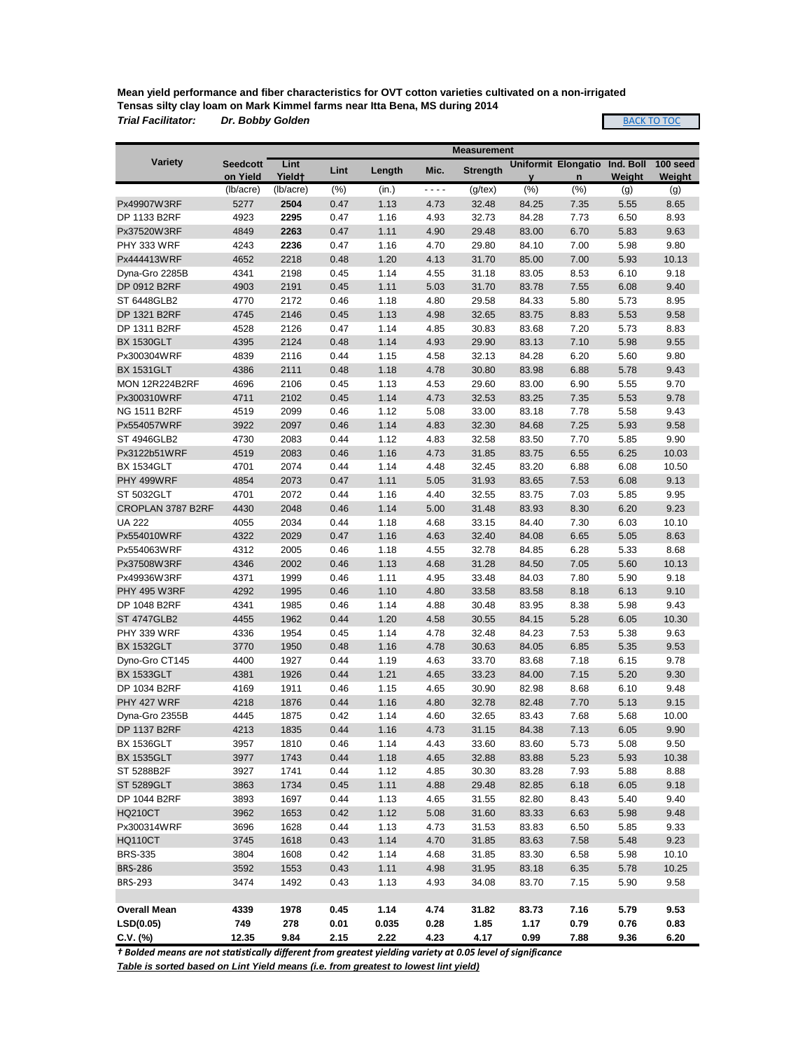**Mean yield performance and fiber characteristics for OVT cotton varieties cultivated on a non-irrigated Tensas silty clay loam on Mark Kimmel farms near Itta Bena, MS during 2014**

***Trial Facilitator:*** ***Dr. Bobby Golden***

BACK TO TOC

| Variety | Measurement | | | | | | | | | |
|---|---|---|---|---|---|---|---|---|---|---|
| | Seedcotton Yield | Lint Yield† | Lint | Length | Mic. | Strength | Uniformity | Elongation | Ind. Boll Weight | 100 seed Weight |
| | (lb/acre) | (lb/acre) | (%) | (in.) | - - - - | (g/tex) | (%) | (%) | (g) | (g) |
| Px49907W3RF | 5277 | **2504** | 0.47 | 1.13 | 4.73 | 32.48 | 84.25 | 7.35 | 5.55 | 8.65 |
| DP 1133 B2RF | 4923 | **2295** | 0.47 | 1.16 | 4.93 | 32.73 | 84.28 | 7.73 | 6.50 | 8.93 |
| Px37520W3RF | 4849 | **2263** | 0.47 | 1.11 | 4.90 | 29.48 | 83.00 | 6.70 | 5.83 | 9.63 |
| PHY 333 WRF | 4243 | **2236** | 0.47 | 1.16 | 4.70 | 29.80 | 84.10 | 7.00 | 5.98 | 9.80 |
| Px444413WRF | 4652 | 2218 | 0.48 | 1.20 | 4.13 | 31.70 | 85.00 | 7.00 | 5.93 | 10.13 |
| Dyna-Gro 2285B | 4341 | 2198 | 0.45 | 1.14 | 4.55 | 31.18 | 83.05 | 8.53 | 6.10 | 9.18 |
| DP 0912 B2RF | 4903 | 2191 | 0.45 | 1.11 | 5.03 | 31.70 | 83.78 | 7.55 | 6.08 | 9.40 |
| ST 6448GLB2 | 4770 | 2172 | 0.46 | 1.18 | 4.80 | 29.58 | 84.33 | 5.80 | 5.73 | 8.95 |
| DP 1321 B2RF | 4745 | 2146 | 0.45 | 1.13 | 4.98 | 32.65 | 83.75 | 8.83 | 5.53 | 9.58 |
| DP 1311 B2RF | 4528 | 2126 | 0.47 | 1.14 | 4.85 | 30.83 | 83.68 | 7.20 | 5.73 | 8.83 |
| BX 1530GLT | 4395 | 2124 | 0.48 | 1.14 | 4.93 | 29.90 | 83.13 | 7.10 | 5.98 | 9.55 |
| Px300304WRF | 4839 | 2116 | 0.44 | 1.15 | 4.58 | 32.13 | 84.28 | 6.20 | 5.60 | 9.80 |
| BX 1531GLT | 4386 | 2111 | 0.48 | 1.18 | 4.78 | 30.80 | 83.98 | 6.88 | 5.78 | 9.43 |
| MON 12R224B2RF | 4696 | 2106 | 0.45 | 1.13 | 4.53 | 29.60 | 83.00 | 6.90 | 5.55 | 9.70 |
| Px300310WRF | 4711 | 2102 | 0.45 | 1.14 | 4.73 | 32.53 | 83.25 | 7.35 | 5.53 | 9.78 |
| NG 1511 B2RF | 4519 | 2099 | 0.46 | 1.12 | 5.08 | 33.00 | 83.18 | 7.78 | 5.58 | 9.43 |
| Px554057WRF | 3922 | 2097 | 0.46 | 1.14 | 4.83 | 32.30 | 84.68 | 7.25 | 5.93 | 9.58 |
| ST 4946GLB2 | 4730 | 2083 | 0.44 | 1.12 | 4.83 | 32.58 | 83.50 | 7.70 | 5.85 | 9.90 |
| Px3122b51WRF | 4519 | 2083 | 0.46 | 1.16 | 4.73 | 31.85 | 83.75 | 6.55 | 6.25 | 10.03 |
| BX 1534GLT | 4701 | 2074 | 0.44 | 1.14 | 4.48 | 32.45 | 83.20 | 6.88 | 6.08 | 10.50 |
| PHY 499WRF | 4854 | 2073 | 0.47 | 1.11 | 5.05 | 31.93 | 83.65 | 7.53 | 6.08 | 9.13 |
| ST 5032GLT | 4701 | 2072 | 0.44 | 1.16 | 4.40 | 32.55 | 83.75 | 7.03 | 5.85 | 9.95 |
| CROPLAN 3787 B2RF | 4430 | 2048 | 0.46 | 1.14 | 5.00 | 31.48 | 83.93 | 8.30 | 6.20 | 9.23 |
| UA 222 | 4055 | 2034 | 0.44 | 1.18 | 4.68 | 33.15 | 84.40 | 7.30 | 6.03 | 10.10 |
| Px554010WRF | 4322 | 2029 | 0.47 | 1.16 | 4.63 | 32.40 | 84.08 | 6.65 | 5.05 | 8.63 |
| Px554063WRF | 4312 | 2005 | 0.46 | 1.18 | 4.55 | 32.78 | 84.85 | 6.28 | 5.33 | 8.68 |
| Px37508W3RF | 4346 | 2002 | 0.46 | 1.13 | 4.68 | 31.28 | 84.50 | 7.05 | 5.60 | 10.13 |
| Px49936W3RF | 4371 | 1999 | 0.46 | 1.11 | 4.95 | 33.48 | 84.03 | 7.80 | 5.90 | 9.18 |
| PHY 495 W3RF | 4292 | 1995 | 0.46 | 1.10 | 4.80 | 33.58 | 83.58 | 8.18 | 6.13 | 9.10 |
| DP 1048 B2RF | 4341 | 1985 | 0.46 | 1.14 | 4.88 | 30.48 | 83.95 | 8.38 | 5.98 | 9.43 |
| ST 4747GLB2 | 4455 | 1962 | 0.44 | 1.20 | 4.58 | 30.55 | 84.15 | 5.28 | 6.05 | 10.30 |
| PHY 339 WRF | 4336 | 1954 | 0.45 | 1.14 | 4.78 | 32.48 | 84.23 | 7.53 | 5.38 | 9.63 |
| BX 1532GLT | 3770 | 1950 | 0.48 | 1.16 | 4.78 | 30.63 | 84.05 | 6.85 | 5.35 | 9.53 |
| Dyno-Gro CT145 | 4400 | 1927 | 0.44 | 1.19 | 4.63 | 33.70 | 83.68 | 7.18 | 6.15 | 9.78 |
| BX 1533GLT | 4381 | 1926 | 0.44 | 1.21 | 4.65 | 33.23 | 84.00 | 7.15 | 5.20 | 9.30 |
| DP 1034 B2RF | 4169 | 1911 | 0.46 | 1.15 | 4.65 | 30.90 | 82.98 | 8.68 | 6.10 | 9.48 |
| PHY 427 WRF | 4218 | 1876 | 0.44 | 1.16 | 4.80 | 32.78 | 82.48 | 7.70 | 5.13 | 9.15 |
| Dyna-Gro 2355B | 4445 | 1875 | 0.42 | 1.14 | 4.60 | 32.65 | 83.43 | 7.68 | 5.68 | 10.00 |
| DP 1137 B2RF | 4213 | 1835 | 0.44 | 1.16 | 4.73 | 31.15 | 84.38 | 7.13 | 6.05 | 9.90 |
| BX 1536GLT | 3957 | 1810 | 0.46 | 1.14 | 4.43 | 33.60 | 83.60 | 5.73 | 5.08 | 9.50 |
| BX 1535GLT | 3977 | 1743 | 0.44 | 1.18 | 4.65 | 32.88 | 83.88 | 5.23 | 5.93 | 10.38 |
| ST 5288B2F | 3927 | 1741 | 0.44 | 1.12 | 4.85 | 30.30 | 83.28 | 7.93 | 5.88 | 8.88 |
| ST 5289GLT | 3863 | 1734 | 0.45 | 1.11 | 4.88 | 29.48 | 82.85 | 6.18 | 6.05 | 9.18 |
| DP 1044 B2RF | 3893 | 1697 | 0.44 | 1.13 | 4.65 | 31.55 | 82.80 | 8.43 | 5.40 | 9.40 |
| HQ210CT | 3962 | 1653 | 0.42 | 1.12 | 5.08 | 31.60 | 83.33 | 6.63 | 5.98 | 9.48 |
| Px300314WRF | 3696 | 1628 | 0.44 | 1.13 | 4.73 | 31.53 | 83.83 | 6.50 | 5.85 | 9.33 |
| HQ110CT | 3745 | 1618 | 0.43 | 1.14 | 4.70 | 31.85 | 83.63 | 7.58 | 5.48 | 9.23 |
| BRS-335 | 3804 | 1608 | 0.42 | 1.14 | 4.68 | 31.85 | 83.30 | 6.58 | 5.98 | 10.10 |
| BRS-286 | 3592 | 1553 | 0.43 | 1.11 | 4.98 | 31.95 | 83.18 | 6.35 | 5.78 | 10.25 |
| BRS-293 | 3474 | 1492 | 0.43 | 1.13 | 4.93 | 34.08 | 83.70 | 7.15 | 5.90 | 9.58 |
| **Overall Mean** | **4339** | **1978** | **0.45** | **1.14** | **4.74** | **31.82** | **83.73** | **7.16** | **5.79** | **9.53** |
| **LSD(0.05)** | **749** | **278** | **0.01** | **0.035** | **0.28** | **1.85** | **1.17** | **0.79** | **0.76** | **0.83** |
| **C.V. (%)** | **12.35** | **9.84** | **2.15** | **2.22** | **4.23** | **4.17** | **0.99** | **7.88** | **9.36** | **6.20** |

***† Bolded means are not statistically different from greatest yielding variety at 0.05 level of significance***

***Table is sorted based on Lint Yield means (i.e. from greatest to lowest lint yield)***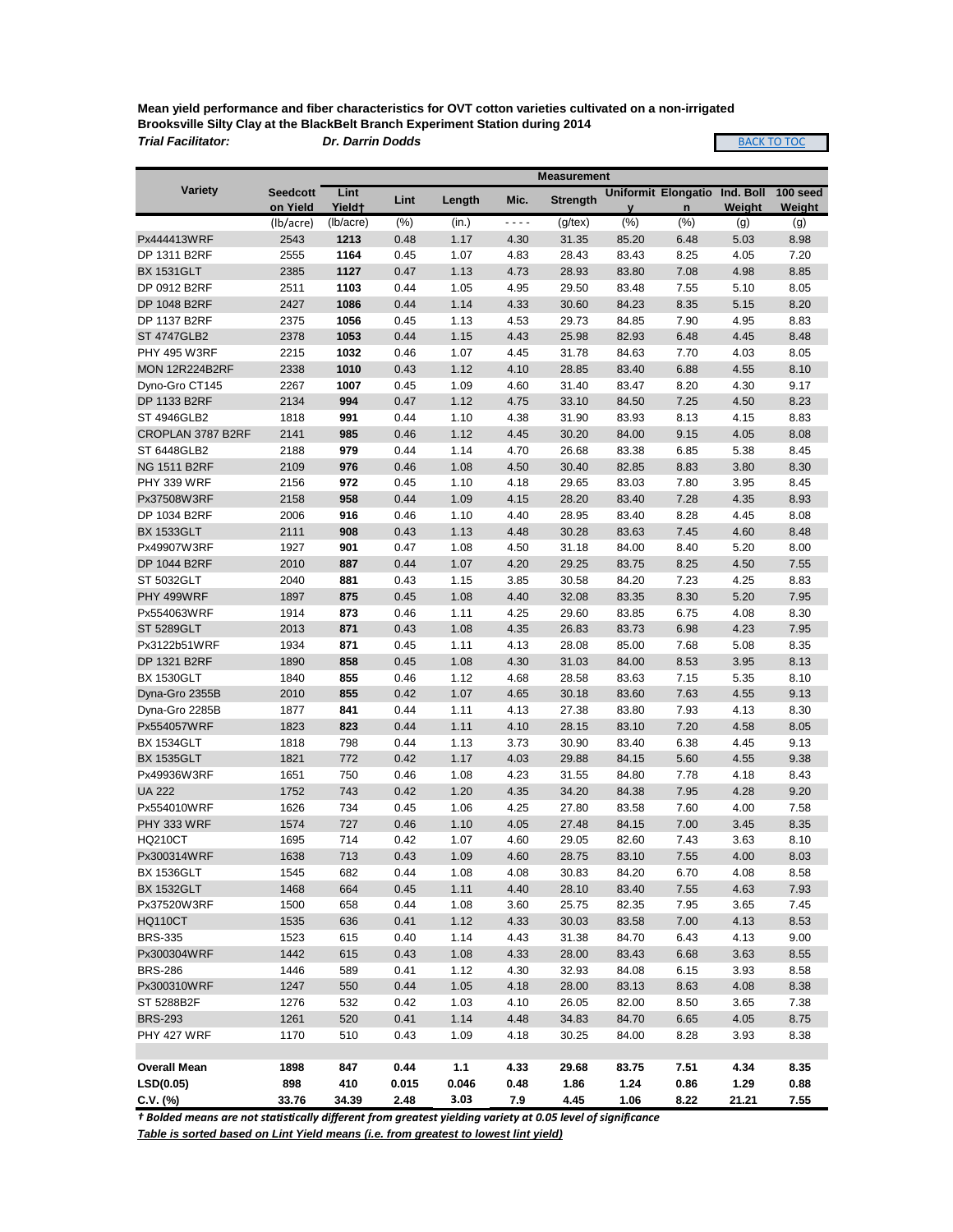**Mean yield performance and fiber characteristics for OVT cotton varieties cultivated on a non-irrigated Brooksville Silty Clay at the BlackBelt Branch Experiment Station during 2014**

***Trial Facilitator:*** ***Dr. Darrin Dodds***

BACK TO TOC

| Variety | Measurement | | | | | | | | | |
|---|---|---|---|---|---|---|---|---|---|---|
| | Seedcott on Yield | Lint Yield† | Lint | Length | Mic. | Strength | Uniformity | Elongation | Ind. Boll Weight | 100 seed Weight |
| | (lb/acre) | (lb/acre) | (%) | (in.) | - - - - | (g/tex) | (%) | (%) | (g) | (g) |
| Px444413WRF | 2543 | **1213** | 0.48 | 1.17 | 4.30 | 31.35 | 85.20 | 6.48 | 5.03 | 8.98 |
| DP 1311 B2RF | 2555 | **1164** | 0.45 | 1.07 | 4.83 | 28.43 | 83.43 | 8.25 | 4.05 | 7.20 |
| BX 1531GLT | 2385 | **1127** | 0.47 | 1.13 | 4.73 | 28.93 | 83.80 | 7.08 | 4.98 | 8.85 |
| DP 0912 B2RF | 2511 | **1103** | 0.44 | 1.05 | 4.95 | 29.50 | 83.48 | 7.55 | 5.10 | 8.05 |
| DP 1048 B2RF | 2427 | **1086** | 0.44 | 1.14 | 4.33 | 30.60 | 84.23 | 8.35 | 5.15 | 8.20 |
| DP 1137 B2RF | 2375 | **1056** | 0.45 | 1.13 | 4.53 | 29.73 | 84.85 | 7.90 | 4.95 | 8.83 |
| ST 4747GLB2 | 2378 | **1053** | 0.44 | 1.15 | 4.43 | 25.98 | 82.93 | 6.48 | 4.45 | 8.48 |
| PHY 495 W3RF | 2215 | **1032** | 0.46 | 1.07 | 4.45 | 31.78 | 84.63 | 7.70 | 4.03 | 8.05 |
| MON 12R224B2RF | 2338 | **1010** | 0.43 | 1.12 | 4.10 | 28.85 | 83.40 | 6.88 | 4.55 | 8.10 |
| Dyno-Gro CT145 | 2267 | **1007** | 0.45 | 1.09 | 4.60 | 31.40 | 83.47 | 8.20 | 4.30 | 9.17 |
| DP 1133 B2RF | 2134 | **994** | 0.47 | 1.12 | 4.75 | 33.10 | 84.50 | 7.25 | 4.50 | 8.23 |
| ST 4946GLB2 | 1818 | **991** | 0.44 | 1.10 | 4.38 | 31.90 | 83.93 | 8.13 | 4.15 | 8.83 |
| CROPLAN 3787 B2RF | 2141 | **985** | 0.46 | 1.12 | 4.45 | 30.20 | 84.00 | 9.15 | 4.05 | 8.08 |
| ST 6448GLB2 | 2188 | **979** | 0.44 | 1.14 | 4.70 | 26.68 | 83.38 | 6.85 | 5.38 | 8.45 |
| NG 1511 B2RF | 2109 | **976** | 0.46 | 1.08 | 4.50 | 30.40 | 82.85 | 8.83 | 3.80 | 8.30 |
| PHY 339 WRF | 2156 | **972** | 0.45 | 1.10 | 4.18 | 29.65 | 83.03 | 7.80 | 3.95 | 8.45 |
| Px37508W3RF | 2158 | **958** | 0.44 | 1.09 | 4.15 | 28.20 | 83.40 | 7.28 | 4.35 | 8.93 |
| DP 1034 B2RF | 2006 | **916** | 0.46 | 1.10 | 4.40 | 28.95 | 83.40 | 8.28 | 4.45 | 8.08 |
| BX 1533GLT | 2111 | **908** | 0.43 | 1.13 | 4.48 | 30.28 | 83.63 | 7.45 | 4.60 | 8.48 |
| Px49907W3RF | 1927 | **901** | 0.47 | 1.08 | 4.50 | 31.18 | 84.00 | 8.40 | 5.20 | 8.00 |
| DP 1044 B2RF | 2010 | **887** | 0.44 | 1.07 | 4.20 | 29.25 | 83.75 | 8.25 | 4.50 | 7.55 |
| ST 5032GLT | 2040 | **881** | 0.43 | 1.15 | 3.85 | 30.58 | 84.20 | 7.23 | 4.25 | 8.83 |
| PHY 499WRF | 1897 | **875** | 0.45 | 1.08 | 4.40 | 32.08 | 83.35 | 8.30 | 5.20 | 7.95 |
| Px554063WRF | 1914 | **873** | 0.46 | 1.11 | 4.25 | 29.60 | 83.85 | 6.75 | 4.08 | 8.30 |
| ST 5289GLT | 2013 | **871** | 0.43 | 1.08 | 4.35 | 26.83 | 83.73 | 6.98 | 4.23 | 7.95 |
| Px3122b51WRF | 1934 | **871** | 0.45 | 1.11 | 4.13 | 28.08 | 85.00 | 7.68 | 5.08 | 8.35 |
| DP 1321 B2RF | 1890 | **858** | 0.45 | 1.08 | 4.30 | 31.03 | 84.00 | 8.53 | 3.95 | 8.13 |
| BX 1530GLT | 1840 | **855** | 0.46 | 1.12 | 4.68 | 28.58 | 83.63 | 7.15 | 5.35 | 8.10 |
| Dyna-Gro 2355B | 2010 | **855** | 0.42 | 1.07 | 4.65 | 30.18 | 83.60 | 7.63 | 4.55 | 9.13 |
| Dyna-Gro 2285B | 1877 | **841** | 0.44 | 1.11 | 4.13 | 27.38 | 83.80 | 7.93 | 4.13 | 8.30 |
| Px554057WRF | 1823 | **823** | 0.44 | 1.11 | 4.10 | 28.15 | 83.10 | 7.20 | 4.58 | 8.05 |
| BX 1534GLT | 1818 | 798 | 0.44 | 1.13 | 3.73 | 30.90 | 83.40 | 6.38 | 4.45 | 9.13 |
| BX 1535GLT | 1821 | 772 | 0.42 | 1.17 | 4.03 | 29.88 | 84.15 | 5.60 | 4.55 | 9.38 |
| Px49936W3RF | 1651 | 750 | 0.46 | 1.08 | 4.23 | 31.55 | 84.80 | 7.78 | 4.18 | 8.43 |
| UA 222 | 1752 | 743 | 0.42 | 1.20 | 4.35 | 34.20 | 84.38 | 7.95 | 4.28 | 9.20 |
| Px554010WRF | 1626 | 734 | 0.45 | 1.06 | 4.25 | 27.80 | 83.58 | 7.60 | 4.00 | 7.58 |
| PHY 333 WRF | 1574 | 727 | 0.46 | 1.10 | 4.05 | 27.48 | 84.15 | 7.00 | 3.45 | 8.35 |
| HQ210CT | 1695 | 714 | 0.42 | 1.07 | 4.60 | 29.05 | 82.60 | 7.43 | 3.63 | 8.10 |
| Px300314WRF | 1638 | 713 | 0.43 | 1.09 | 4.60 | 28.75 | 83.10 | 7.55 | 4.00 | 8.03 |
| BX 1536GLT | 1545 | 682 | 0.44 | 1.08 | 4.08 | 30.83 | 84.20 | 6.70 | 4.08 | 8.58 |
| BX 1532GLT | 1468 | 664 | 0.45 | 1.11 | 4.40 | 28.10 | 83.40 | 7.55 | 4.63 | 7.93 |
| Px37520W3RF | 1500 | 658 | 0.44 | 1.08 | 3.60 | 25.75 | 82.35 | 7.95 | 3.65 | 7.45 |
| HQ110CT | 1535 | 636 | 0.41 | 1.12 | 4.33 | 30.03 | 83.58 | 7.00 | 4.13 | 8.53 |
| BRS-335 | 1523 | 615 | 0.40 | 1.14 | 4.43 | 31.38 | 84.70 | 6.43 | 4.13 | 9.00 |
| Px300304WRF | 1442 | 615 | 0.43 | 1.08 | 4.33 | 28.00 | 83.43 | 6.68 | 3.63 | 8.55 |
| BRS-286 | 1446 | 589 | 0.41 | 1.12 | 4.30 | 32.93 | 84.08 | 6.15 | 3.93 | 8.58 |
| Px300310WRF | 1247 | 550 | 0.44 | 1.05 | 4.18 | 28.00 | 83.13 | 8.63 | 4.08 | 8.38 |
| ST 5288B2F | 1276 | 532 | 0.42 | 1.03 | 4.10 | 26.05 | 82.00 | 8.50 | 3.65 | 7.38 |
| BRS-293 | 1261 | 520 | 0.41 | 1.14 | 4.48 | 34.83 | 84.70 | 6.65 | 4.05 | 8.75 |
| PHY 427 WRF | 1170 | 510 | 0.43 | 1.09 | 4.18 | 30.25 | 84.00 | 8.28 | 3.93 | 8.38 |
| | | | | | | | | | | |
| **Overall Mean** | **1898** | **847** | **0.44** | **1.1** | **4.33** | **29.68** | **83.75** | **7.51** | **4.34** | **8.35** |
| **LSD(0.05)** | **898** | **410** | **0.015** | **0.046** | **0.48** | **1.86** | **1.24** | **0.86** | **1.29** | **0.88** |
| **C.V. (%)** | **33.76** | **34.39** | **2.48** | **3.03** | **7.9** | **4.45** | **1.06** | **8.22** | **21.21** | **7.55** |

***† Bolded means are not statistically different from greatest yielding variety at 0.05 level of significance***

***Table is sorted based on Lint Yield means (i.e. from greatest to lowest lint yield)***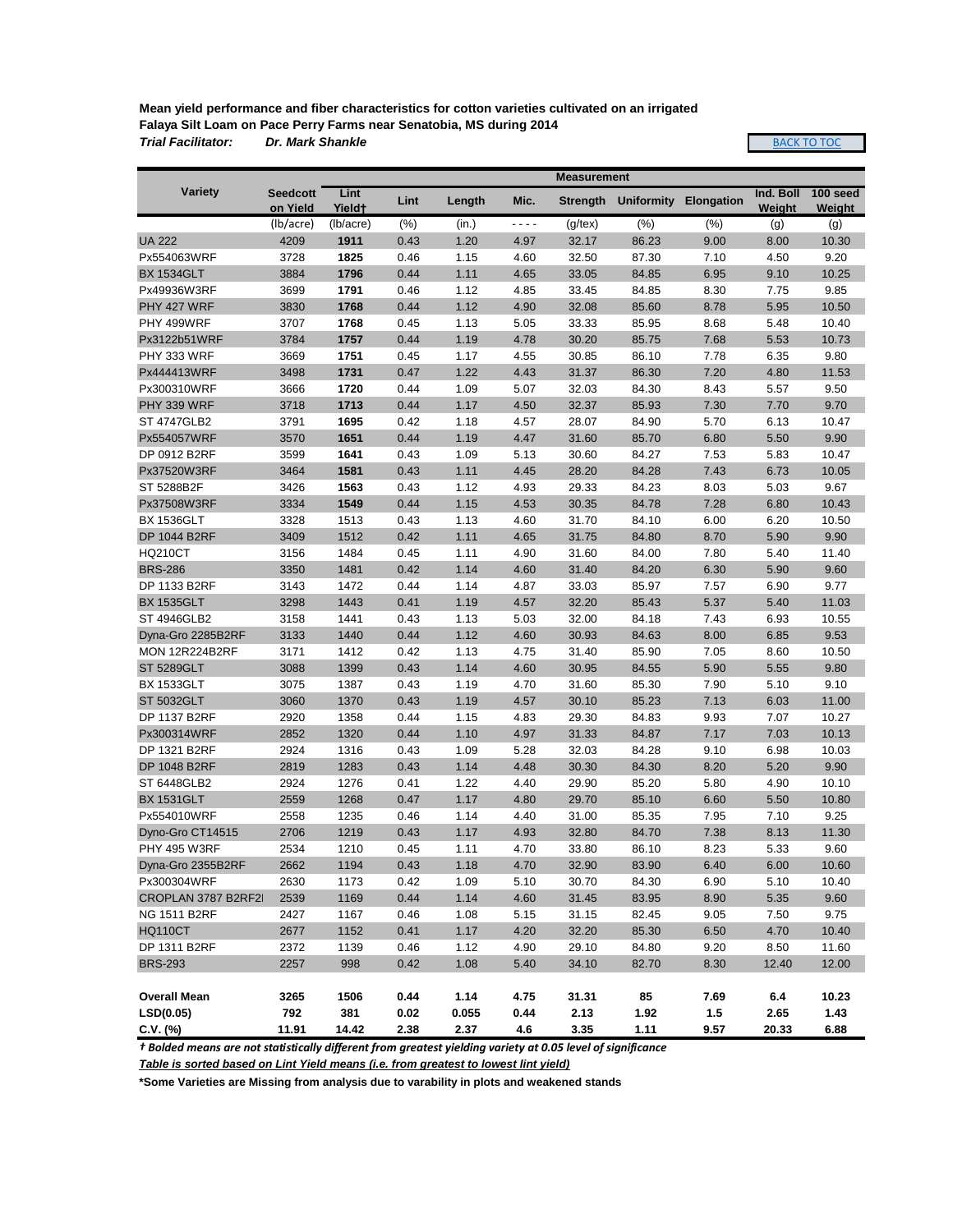**Mean yield performance and fiber characteristics for cotton varieties cultivated on an irrigated Falaya Silt Loam on Pace Perry Farms near Senatobia, MS during 2014**

***Trial Facilitator:*** ***Dr. Mark Shankle***

BACK TO TOC

| Variety | Seedcott on Yield | Lint Yield† | Lint | Length | Mic. | Strength | Uniformity | Elongation | Ind. Boll Weight | 100 seed Weight |
|---|---|---|---|---|---|---|---|---|---|---|
| | (lb/acre) | (lb/acre) | (%) | (in.) | - - - - | (g/tex) | (%) | (%) | (g) | (g) |
| UA 222 | 4209 | **1911** | 0.43 | 1.20 | 4.97 | 32.17 | 86.23 | 9.00 | 8.00 | 10.30 |
| Px554063WRF | 3728 | **1825** | 0.46 | 1.15 | 4.60 | 32.50 | 87.30 | 7.10 | 4.50 | 9.20 |
| BX 1534GLT | 3884 | **1796** | 0.44 | 1.11 | 4.65 | 33.05 | 84.85 | 6.95 | 9.10 | 10.25 |
| Px49936W3RF | 3699 | **1791** | 0.46 | 1.12 | 4.85 | 33.45 | 84.85 | 8.30 | 7.75 | 9.85 |
| PHY 427 WRF | 3830 | **1768** | 0.44 | 1.12 | 4.90 | 32.08 | 85.60 | 8.78 | 5.95 | 10.50 |
| PHY 499WRF | 3707 | **1768** | 0.45 | 1.13 | 5.05 | 33.33 | 85.95 | 8.68 | 5.48 | 10.40 |
| Px3122b51WRF | 3784 | **1757** | 0.44 | 1.19 | 4.78 | 30.20 | 85.75 | 7.68 | 5.53 | 10.73 |
| PHY 333 WRF | 3669 | **1751** | 0.45 | 1.17 | 4.55 | 30.85 | 86.10 | 7.78 | 6.35 | 9.80 |
| Px444413WRF | 3498 | **1731** | 0.47 | 1.22 | 4.43 | 31.37 | 86.30 | 7.20 | 4.80 | 11.53 |
| Px300310WRF | 3666 | **1720** | 0.44 | 1.09 | 5.07 | 32.03 | 84.30 | 8.43 | 5.57 | 9.50 |
| PHY 339 WRF | 3718 | **1713** | 0.44 | 1.17 | 4.50 | 32.37 | 85.93 | 7.30 | 7.70 | 9.70 |
| ST 4747GLB2 | 3791 | **1695** | 0.42 | 1.18 | 4.57 | 28.07 | 84.90 | 5.70 | 6.13 | 10.47 |
| Px554057WRF | 3570 | **1651** | 0.44 | 1.19 | 4.47 | 31.60 | 85.70 | 6.80 | 5.50 | 9.90 |
| DP 0912 B2RF | 3599 | **1641** | 0.43 | 1.09 | 5.13 | 30.60 | 84.27 | 7.53 | 5.83 | 10.47 |
| Px37520W3RF | 3464 | **1581** | 0.43 | 1.11 | 4.45 | 28.20 | 84.28 | 7.43 | 6.73 | 10.05 |
| ST 5288B2F | 3426 | **1563** | 0.43 | 1.12 | 4.93 | 29.33 | 84.23 | 8.03 | 5.03 | 9.67 |
| Px37508W3RF | 3334 | **1549** | 0.44 | 1.15 | 4.53 | 30.35 | 84.78 | 7.28 | 6.80 | 10.43 |
| BX 1536GLT | 3328 | 1513 | 0.43 | 1.13 | 4.60 | 31.70 | 84.10 | 6.00 | 6.20 | 10.50 |
| DP 1044 B2RF | 3409 | 1512 | 0.42 | 1.11 | 4.65 | 31.75 | 84.80 | 8.70 | 5.90 | 9.90 |
| HQ210CT | 3156 | 1484 | 0.45 | 1.11 | 4.90 | 31.60 | 84.00 | 7.80 | 5.40 | 11.40 |
| BRS-286 | 3350 | 1481 | 0.42 | 1.14 | 4.60 | 31.40 | 84.20 | 6.30 | 5.90 | 9.60 |
| DP 1133 B2RF | 3143 | 1472 | 0.44 | 1.14 | 4.87 | 33.03 | 85.97 | 7.57 | 6.90 | 9.77 |
| BX 1535GLT | 3298 | 1443 | 0.41 | 1.19 | 4.57 | 32.20 | 85.43 | 5.37 | 5.40 | 11.03 |
| ST 4946GLB2 | 3158 | 1441 | 0.43 | 1.13 | 5.03 | 32.00 | 84.18 | 7.43 | 6.93 | 10.55 |
| Dyna-Gro 2285B2RF | 3133 | 1440 | 0.44 | 1.12 | 4.60 | 30.93 | 84.63 | 8.00 | 6.85 | 9.53 |
| MON 12R224B2RF | 3171 | 1412 | 0.42 | 1.13 | 4.75 | 31.40 | 85.90 | 7.05 | 8.60 | 10.50 |
| ST 5289GLT | 3088 | 1399 | 0.43 | 1.14 | 4.60 | 30.95 | 84.55 | 5.90 | 5.55 | 9.80 |
| BX 1533GLT | 3075 | 1387 | 0.43 | 1.19 | 4.70 | 31.60 | 85.30 | 7.90 | 5.10 | 9.10 |
| ST 5032GLT | 3060 | 1370 | 0.43 | 1.19 | 4.57 | 30.10 | 85.23 | 7.13 | 6.03 | 11.00 |
| DP 1137 B2RF | 2920 | 1358 | 0.44 | 1.15 | 4.83 | 29.30 | 84.83 | 9.93 | 7.07 | 10.27 |
| Px300314WRF | 2852 | 1320 | 0.44 | 1.10 | 4.97 | 31.33 | 84.87 | 7.17 | 7.03 | 10.13 |
| DP 1321 B2RF | 2924 | 1316 | 0.43 | 1.09 | 5.28 | 32.03 | 84.28 | 9.10 | 6.98 | 10.03 |
| DP 1048 B2RF | 2819 | 1283 | 0.43 | 1.14 | 4.48 | 30.30 | 84.30 | 8.20 | 5.20 | 9.90 |
| ST 6448GLB2 | 2924 | 1276 | 0.41 | 1.22 | 4.40 | 29.90 | 85.20 | 5.80 | 4.90 | 10.10 |
| BX 1531GLT | 2559 | 1268 | 0.47 | 1.17 | 4.80 | 29.70 | 85.10 | 6.60 | 5.50 | 10.80 |
| Px554010WRF | 2558 | 1235 | 0.46 | 1.14 | 4.40 | 31.00 | 85.35 | 7.95 | 7.10 | 9.25 |
| Dyno-Gro CT14515 | 2706 | 1219 | 0.43 | 1.17 | 4.93 | 32.80 | 84.70 | 7.38 | 8.13 | 11.30 |
| PHY 495 W3RF | 2534 | 1210 | 0.45 | 1.11 | 4.70 | 33.80 | 86.10 | 8.23 | 5.33 | 9.60 |
| Dyna-Gro 2355B2RF | 2662 | 1194 | 0.43 | 1.18 | 4.70 | 32.90 | 83.90 | 6.40 | 6.00 | 10.60 |
| Px300304WRF | 2630 | 1173 | 0.42 | 1.09 | 5.10 | 30.70 | 84.30 | 6.90 | 5.10 | 10.40 |
| CROPLAN 3787 B2RF2I | 2539 | 1169 | 0.44 | 1.14 | 4.60 | 31.45 | 83.95 | 8.90 | 5.35 | 9.60 |
| NG 1511 B2RF | 2427 | 1167 | 0.46 | 1.08 | 5.15 | 31.15 | 82.45 | 9.05 | 7.50 | 9.75 |
| HQ110CT | 2677 | 1152 | 0.41 | 1.17 | 4.20 | 32.20 | 85.30 | 6.50 | 4.70 | 10.40 |
| DP 1311 B2RF | 2372 | 1139 | 0.46 | 1.12 | 4.90 | 29.10 | 84.80 | 9.20 | 8.50 | 11.60 |
| BRS-293 | 2257 | 998 | 0.42 | 1.08 | 5.40 | 34.10 | 82.70 | 8.30 | 12.40 | 12.00 |
| **Overall Mean** | **3265** | **1506** | **0.44** | **1.14** | **4.75** | **31.31** | **85** | **7.69** | **6.4** | **10.23** |
| **LSD(0.05)** | **792** | **381** | **0.02** | **0.055** | **0.44** | **2.13** | **1.92** | **1.5** | **2.65** | **1.43** |
| **C.V. (%)** | **11.91** | **14.42** | **2.38** | **2.37** | **4.6** | **3.35** | **1.11** | **9.57** | **20.33** | **6.88** |

*† Bolded means are not statistically different from greatest yielding variety at 0.05 level of significance*

*Table is sorted based on Lint Yield means (i.e. from greatest to lowest lint yield)*

**\*Some Varieties are Missing from analysis due to varability in plots and weakened stands**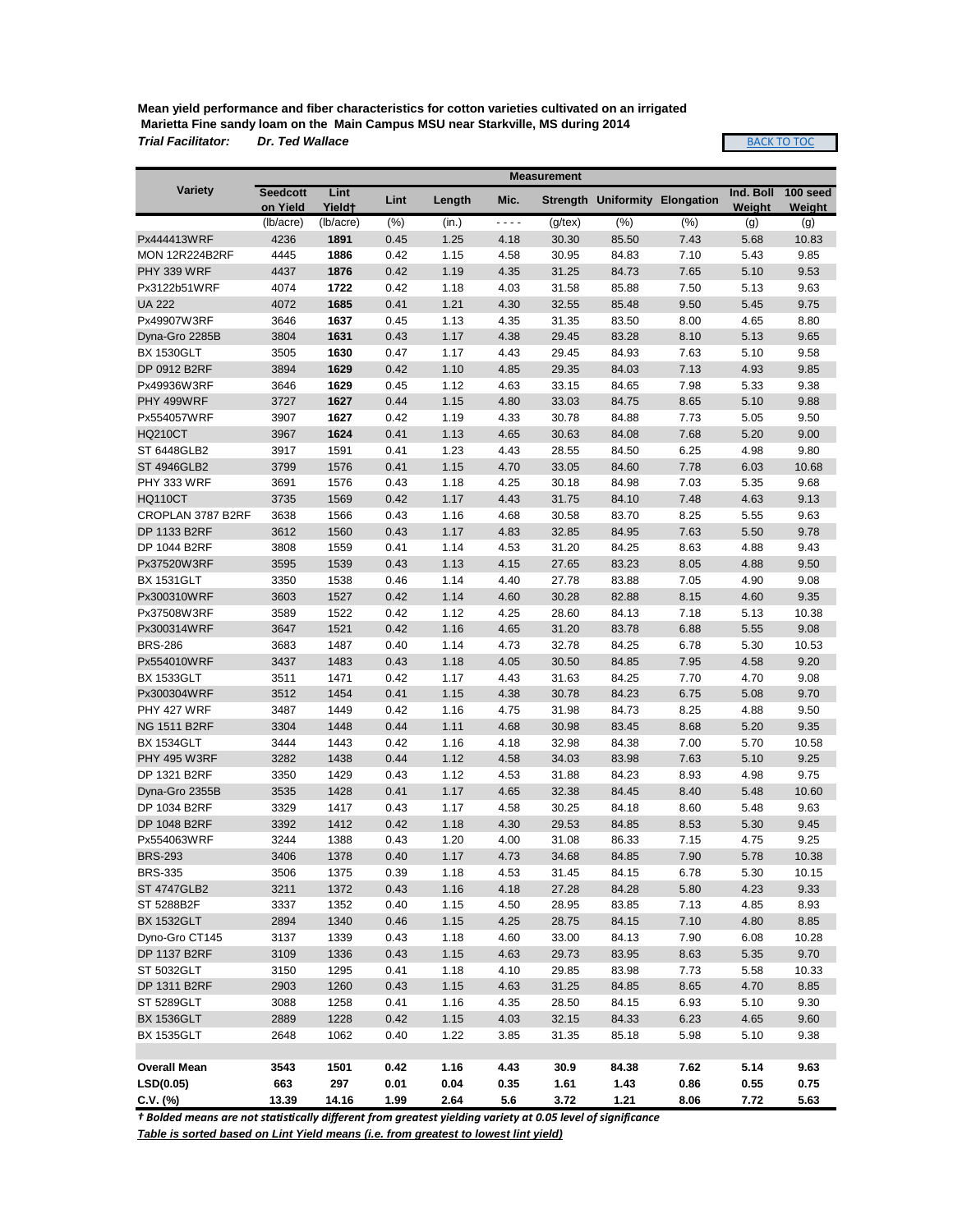**Mean yield performance and fiber characteristics for cotton varieties cultivated on an irrigated Marietta Fine sandy loam on the Main Campus MSU near Starkville, MS during 2014**

***Trial Facilitator: Dr. Ted Wallace***

BACK TO TOC

| Variety | Measurement | | | | | | | | | |
|---|---|---|---|---|---|---|---|---|---|---|
| | Seedcott on Yield | Lint Yield† | Lint | Length | Mic. | Strength | Uniformity | Elongation | Ind. Boll Weight | 100 seed Weight |
| | (lb/acre) | (lb/acre) | (%) | (in.) | - - - - | (g/tex) | (%) | (%) | (g) | (g) |
| Px444413WRF | 4236 | **1891** | 0.45 | 1.25 | 4.18 | 30.30 | 85.50 | 7.43 | 5.68 | 10.83 |
| MON 12R224B2RF | 4445 | **1886** | 0.42 | 1.15 | 4.58 | 30.95 | 84.83 | 7.10 | 5.43 | 9.85 |
| PHY 339 WRF | 4437 | **1876** | 0.42 | 1.19 | 4.35 | 31.25 | 84.73 | 7.65 | 5.10 | 9.53 |
| Px3122b51WRF | 4074 | **1722** | 0.42 | 1.18 | 4.03 | 31.58 | 85.88 | 7.50 | 5.13 | 9.63 |
| UA 222 | 4072 | **1685** | 0.41 | 1.21 | 4.30 | 32.55 | 85.48 | 9.50 | 5.45 | 9.75 |
| Px49907W3RF | 3646 | **1637** | 0.45 | 1.13 | 4.35 | 31.35 | 83.50 | 8.00 | 4.65 | 8.80 |
| Dyna-Gro 2285B | 3804 | **1631** | 0.43 | 1.17 | 4.38 | 29.45 | 83.28 | 8.10 | 5.13 | 9.65 |
| BX 1530GLT | 3505 | **1630** | 0.47 | 1.17 | 4.43 | 29.45 | 84.93 | 7.63 | 5.10 | 9.58 |
| DP 0912 B2RF | 3894 | **1629** | 0.42 | 1.10 | 4.85 | 29.35 | 84.03 | 7.13 | 4.93 | 9.85 |
| Px49936W3RF | 3646 | **1629** | 0.45 | 1.12 | 4.63 | 33.15 | 84.65 | 7.98 | 5.33 | 9.38 |
| PHY 499WRF | 3727 | **1627** | 0.44 | 1.15 | 4.80 | 33.03 | 84.75 | 8.65 | 5.10 | 9.88 |
| Px554057WRF | 3907 | **1627** | 0.42 | 1.19 | 4.33 | 30.78 | 84.88 | 7.73 | 5.05 | 9.50 |
| HQ210CT | 3967 | **1624** | 0.41 | 1.13 | 4.65 | 30.63 | 84.08 | 7.68 | 5.20 | 9.00 |
| ST 6448GLB2 | 3917 | 1591 | 0.41 | 1.23 | 4.43 | 28.55 | 84.50 | 6.25 | 4.98 | 9.80 |
| ST 4946GLB2 | 3799 | 1576 | 0.41 | 1.15 | 4.70 | 33.05 | 84.60 | 7.78 | 6.03 | 10.68 |
| PHY 333 WRF | 3691 | 1576 | 0.43 | 1.18 | 4.25 | 30.18 | 84.98 | 7.03 | 5.35 | 9.68 |
| HQ110CT | 3735 | 1569 | 0.42 | 1.17 | 4.43 | 31.75 | 84.10 | 7.48 | 4.63 | 9.13 |
| CROPLAN 3787 B2RF | 3638 | 1566 | 0.43 | 1.16 | 4.68 | 30.58 | 83.70 | 8.25 | 5.55 | 9.63 |
| DP 1133 B2RF | 3612 | 1560 | 0.43 | 1.17 | 4.83 | 32.85 | 84.95 | 7.63 | 5.50 | 9.78 |
| DP 1044 B2RF | 3808 | 1559 | 0.41 | 1.14 | 4.53 | 31.20 | 84.25 | 8.63 | 4.88 | 9.43 |
| Px37520W3RF | 3595 | 1539 | 0.43 | 1.13 | 4.15 | 27.65 | 83.23 | 8.05 | 4.88 | 9.50 |
| BX 1531GLT | 3350 | 1538 | 0.46 | 1.14 | 4.40 | 27.78 | 83.88 | 7.05 | 4.90 | 9.08 |
| Px300310WRF | 3603 | 1527 | 0.42 | 1.14 | 4.60 | 30.28 | 82.88 | 8.15 | 4.60 | 9.35 |
| Px37508W3RF | 3589 | 1522 | 0.42 | 1.12 | 4.25 | 28.60 | 84.13 | 7.18 | 5.13 | 10.38 |
| Px300314WRF | 3647 | 1521 | 0.42 | 1.16 | 4.65 | 31.20 | 83.78 | 6.88 | 5.55 | 9.08 |
| BRS-286 | 3683 | 1487 | 0.40 | 1.14 | 4.73 | 32.78 | 84.25 | 6.78 | 5.30 | 10.53 |
| Px554010WRF | 3437 | 1483 | 0.43 | 1.18 | 4.05 | 30.50 | 84.85 | 7.95 | 4.58 | 9.20 |
| BX 1533GLT | 3511 | 1471 | 0.42 | 1.17 | 4.43 | 31.63 | 84.25 | 7.70 | 4.70 | 9.08 |
| Px300304WRF | 3512 | 1454 | 0.41 | 1.15 | 4.38 | 30.78 | 84.23 | 6.75 | 5.08 | 9.70 |
| PHY 427 WRF | 3487 | 1449 | 0.42 | 1.16 | 4.75 | 31.98 | 84.73 | 8.25 | 4.88 | 9.50 |
| NG 1511 B2RF | 3304 | 1448 | 0.44 | 1.11 | 4.68 | 30.98 | 83.45 | 8.68 | 5.20 | 9.35 |
| BX 1534GLT | 3444 | 1443 | 0.42 | 1.16 | 4.18 | 32.98 | 84.38 | 7.00 | 5.70 | 10.58 |
| PHY 495 W3RF | 3282 | 1438 | 0.44 | 1.12 | 4.58 | 34.03 | 83.98 | 7.63 | 5.10 | 9.25 |
| DP 1321 B2RF | 3350 | 1429 | 0.43 | 1.12 | 4.53 | 31.88 | 84.23 | 8.93 | 4.98 | 9.75 |
| Dyna-Gro 2355B | 3535 | 1428 | 0.41 | 1.17 | 4.65 | 32.38 | 84.45 | 8.40 | 5.48 | 10.60 |
| DP 1034 B2RF | 3329 | 1417 | 0.43 | 1.17 | 4.58 | 30.25 | 84.18 | 8.60 | 5.48 | 9.63 |
| DP 1048 B2RF | 3392 | 1412 | 0.42 | 1.18 | 4.30 | 29.53 | 84.85 | 8.53 | 5.30 | 9.45 |
| Px554063WRF | 3244 | 1388 | 0.43 | 1.20 | 4.00 | 31.08 | 86.33 | 7.15 | 4.75 | 9.25 |
| BRS-293 | 3406 | 1378 | 0.40 | 1.17 | 4.73 | 34.68 | 84.85 | 7.90 | 5.78 | 10.38 |
| BRS-335 | 3506 | 1375 | 0.39 | 1.18 | 4.53 | 31.45 | 84.15 | 6.78 | 5.30 | 10.15 |
| ST 4747GLB2 | 3211 | 1372 | 0.43 | 1.16 | 4.18 | 27.28 | 84.28 | 5.80 | 4.23 | 9.33 |
| ST 5288B2F | 3337 | 1352 | 0.40 | 1.15 | 4.50 | 28.95 | 83.85 | 7.13 | 4.85 | 8.93 |
| BX 1532GLT | 2894 | 1340 | 0.46 | 1.15 | 4.25 | 28.75 | 84.15 | 7.10 | 4.80 | 8.85 |
| Dyno-Gro CT145 | 3137 | 1339 | 0.43 | 1.18 | 4.60 | 33.00 | 84.13 | 7.90 | 6.08 | 10.28 |
| DP 1137 B2RF | 3109 | 1336 | 0.43 | 1.15 | 4.63 | 29.73 | 83.95 | 8.63 | 5.35 | 9.70 |
| ST 5032GLT | 3150 | 1295 | 0.41 | 1.18 | 4.10 | 29.85 | 83.98 | 7.73 | 5.58 | 10.33 |
| DP 1311 B2RF | 2903 | 1260 | 0.43 | 1.15 | 4.63 | 31.25 | 84.85 | 8.65 | 4.70 | 8.85 |
| ST 5289GLT | 3088 | 1258 | 0.41 | 1.16 | 4.35 | 28.50 | 84.15 | 6.93 | 5.10 | 9.30 |
| BX 1536GLT | 2889 | 1228 | 0.42 | 1.15 | 4.03 | 32.15 | 84.33 | 6.23 | 4.65 | 9.60 |
| BX 1535GLT | 2648 | 1062 | 0.40 | 1.22 | 3.85 | 31.35 | 85.18 | 5.98 | 5.10 | 9.38 |
| | | | | | | | | | | |
| **Overall Mean** | **3543** | **1501** | **0.42** | **1.16** | **4.43** | **30.9** | **84.38** | **7.62** | **5.14** | **9.63** |
| **LSD(0.05)** | **663** | **297** | **0.01** | **0.04** | **0.35** | **1.61** | **1.43** | **0.86** | **0.55** | **0.75** |
| **C.V. (%)** | **13.39** | **14.16** | **1.99** | **2.64** | **5.6** | **3.72** | **1.21** | **8.06** | **7.72** | **5.63** |

***† Bolded means are not statistically different from greatest yielding variety at 0.05 level of significance***

***Table is sorted based on Lint Yield means (i.e. from greatest to lowest lint yield)***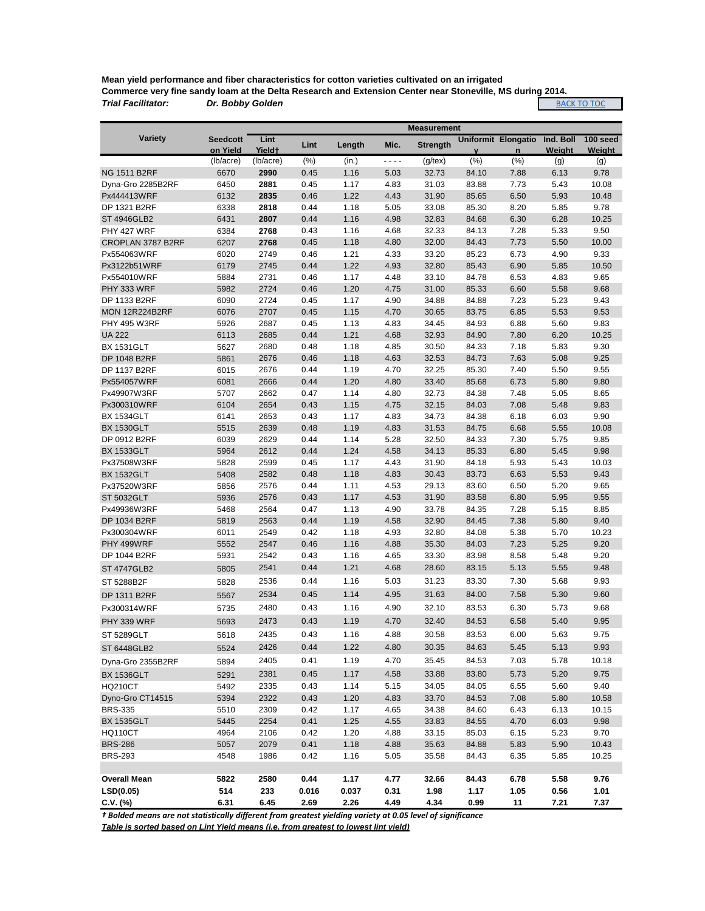**Mean yield performance and fiber characteristics for cotton varieties cultivated on an irrigated Commerce very fine sandy loam at the Delta Research and Extension Center near Stoneville, MS during 2014.**

***Trial Facilitator:*** ***Dr. Bobby Golden***

BACK TO TOC

| Variety | Measurement | | | | | | | | | |
|---|---|---|---|---|---|---|---|---|---|---|
| | Seedcott on Yield | Lint Yield† | Lint | Length | Mic. | Strength | Uniformity | Elongation | Ind. Boll Weight | 100 seed Weight |
| | (lb/acre) | (lb/acre) | (%) | (in.) | - - - - | (g/tex) | (%) | (%) | (g) | (g) |
| NG 1511 B2RF | 6670 | **2990** | 0.45 | 1.16 | 5.03 | 32.73 | 84.10 | 7.88 | 6.13 | 9.78 |
| Dyna-Gro 2285B2RF | 6450 | **2881** | 0.45 | 1.17 | 4.83 | 31.03 | 83.88 | 7.73 | 5.43 | 10.08 |
| Px444413WRF | 6132 | **2835** | 0.46 | 1.22 | 4.43 | 31.90 | 85.65 | 6.50 | 5.93 | 10.48 |
| DP 1321 B2RF | 6338 | **2818** | 0.44 | 1.18 | 5.05 | 33.08 | 85.30 | 8.20 | 5.85 | 9.78 |
| ST 4946GLB2 | 6431 | **2807** | 0.44 | 1.16 | 4.98 | 32.83 | 84.68 | 6.30 | 6.28 | 10.25 |
| PHY 427 WRF | 6384 | **2768** | 0.43 | 1.16 | 4.68 | 32.33 | 84.13 | 7.28 | 5.33 | 9.50 |
| CROPLAN 3787 B2RF | 6207 | **2768** | 0.45 | 1.18 | 4.80 | 32.00 | 84.43 | 7.73 | 5.50 | 10.00 |
| Px554063WRF | 6020 | 2749 | 0.46 | 1.21 | 4.33 | 33.20 | 85.23 | 6.73 | 4.90 | 9.33 |
| Px3122b51WRF | 6179 | 2745 | 0.44 | 1.22 | 4.93 | 32.80 | 85.43 | 6.90 | 5.85 | 10.50 |
| Px554010WRF | 5884 | 2731 | 0.46 | 1.17 | 4.48 | 33.10 | 84.78 | 6.53 | 4.83 | 9.65 |
| PHY 333 WRF | 5982 | 2724 | 0.46 | 1.20 | 4.75 | 31.00 | 85.33 | 6.60 | 5.58 | 9.68 |
| DP 1133 B2RF | 6090 | 2724 | 0.45 | 1.17 | 4.90 | 34.88 | 84.88 | 7.23 | 5.23 | 9.43 |
| MON 12R224B2RF | 6076 | 2707 | 0.45 | 1.15 | 4.70 | 30.65 | 83.75 | 6.85 | 5.53 | 9.53 |
| PHY 495 W3RF | 5926 | 2687 | 0.45 | 1.13 | 4.83 | 34.45 | 84.93 | 6.88 | 5.60 | 9.83 |
| UA 222 | 6113 | 2685 | 0.44 | 1.21 | 4.68 | 32.93 | 84.90 | 7.80 | 6.20 | 10.25 |
| BX 1531GLT | 5627 | 2680 | 0.48 | 1.18 | 4.85 | 30.50 | 84.33 | 7.18 | 5.83 | 9.30 |
| DP 1048 B2RF | 5861 | 2676 | 0.46 | 1.18 | 4.63 | 32.53 | 84.73 | 7.63 | 5.08 | 9.25 |
| DP 1137 B2RF | 6015 | 2676 | 0.44 | 1.19 | 4.70 | 32.25 | 85.30 | 7.40 | 5.50 | 9.55 |
| Px554057WRF | 6081 | 2666 | 0.44 | 1.20 | 4.80 | 33.40 | 85.68 | 6.73 | 5.80 | 9.80 |
| Px49907W3RF | 5707 | 2662 | 0.47 | 1.14 | 4.80 | 32.73 | 84.38 | 7.48 | 5.05 | 8.65 |
| Px300310WRF | 6104 | 2654 | 0.43 | 1.15 | 4.75 | 32.15 | 84.03 | 7.08 | 5.48 | 9.83 |
| BX 1534GLT | 6141 | 2653 | 0.43 | 1.17 | 4.83 | 34.73 | 84.38 | 6.18 | 6.03 | 9.90 |
| BX 1530GLT | 5515 | 2639 | 0.48 | 1.19 | 4.83 | 31.53 | 84.75 | 6.68 | 5.55 | 10.08 |
| DP 0912 B2RF | 6039 | 2629 | 0.44 | 1.14 | 5.28 | 32.50 | 84.33 | 7.30 | 5.75 | 9.85 |
| BX 1533GLT | 5964 | 2612 | 0.44 | 1.24 | 4.58 | 34.13 | 85.33 | 6.80 | 5.45 | 9.98 |
| Px37508W3RF | 5828 | 2599 | 0.45 | 1.17 | 4.43 | 31.90 | 84.18 | 5.93 | 5.43 | 10.03 |
| BX 1532GLT | 5408 | 2582 | 0.48 | 1.18 | 4.83 | 30.43 | 83.73 | 6.63 | 5.53 | 9.43 |
| Px37520W3RF | 5856 | 2576 | 0.44 | 1.11 | 4.53 | 29.13 | 83.60 | 6.50 | 5.20 | 9.65 |
| ST 5032GLT | 5936 | 2576 | 0.43 | 1.17 | 4.53 | 31.90 | 83.58 | 6.80 | 5.95 | 9.55 |
| Px49936W3RF | 5468 | 2564 | 0.47 | 1.13 | 4.90 | 33.78 | 84.35 | 7.28 | 5.15 | 8.85 |
| DP 1034 B2RF | 5819 | 2563 | 0.44 | 1.19 | 4.58 | 32.90 | 84.45 | 7.38 | 5.80 | 9.40 |
| Px300304WRF | 6011 | 2549 | 0.42 | 1.18 | 4.93 | 32.80 | 84.08 | 5.38 | 5.70 | 10.23 |
| PHY 499WRF | 5552 | 2547 | 0.46 | 1.16 | 4.88 | 35.30 | 84.03 | 7.23 | 5.25 | 9.20 |
| DP 1044 B2RF | 5931 | 2542 | 0.43 | 1.16 | 4.65 | 33.30 | 83.98 | 8.58 | 5.48 | 9.20 |
| ST 4747GLB2 | 5805 | 2541 | 0.44 | 1.21 | 4.68 | 28.60 | 83.15 | 5.13 | 5.55 | 9.48 |
| ST 5288B2F | 5828 | 2536 | 0.44 | 1.16 | 5.03 | 31.23 | 83.30 | 7.30 | 5.68 | 9.93 |
| DP 1311 B2RF | 5567 | 2534 | 0.45 | 1.14 | 4.95 | 31.63 | 84.00 | 7.58 | 5.30 | 9.60 |
| Px300314WRF | 5735 | 2480 | 0.43 | 1.16 | 4.90 | 32.10 | 83.53 | 6.30 | 5.73 | 9.68 |
| PHY 339 WRF | 5693 | 2473 | 0.43 | 1.19 | 4.70 | 32.40 | 84.53 | 6.58 | 5.40 | 9.95 |
| ST 5289GLT | 5618 | 2435 | 0.43 | 1.16 | 4.88 | 30.58 | 83.53 | 6.00 | 5.63 | 9.75 |
| ST 6448GLB2 | 5524 | 2426 | 0.44 | 1.22 | 4.80 | 30.35 | 84.63 | 5.45 | 5.13 | 9.93 |
| Dyna-Gro 2355B2RF | 5894 | 2405 | 0.41 | 1.19 | 4.70 | 35.45 | 84.53 | 7.03 | 5.78 | 10.18 |
| BX 1536GLT | 5291 | 2381 | 0.45 | 1.17 | 4.58 | 33.88 | 83.80 | 5.73 | 5.20 | 9.75 |
| HQ210CT | 5492 | 2335 | 0.43 | 1.14 | 5.15 | 34.05 | 84.05 | 6.55 | 5.60 | 9.40 |
| Dyno-Gro CT14515 | 5394 | 2322 | 0.43 | 1.20 | 4.83 | 33.70 | 84.53 | 7.08 | 5.80 | 10.58 |
| BRS-335 | 5510 | 2309 | 0.42 | 1.17 | 4.65 | 34.38 | 84.60 | 6.43 | 6.13 | 10.15 |
| BX 1535GLT | 5445 | 2254 | 0.41 | 1.25 | 4.55 | 33.83 | 84.55 | 4.70 | 6.03 | 9.98 |
| HQ110CT | 4964 | 2106 | 0.42 | 1.20 | 4.88 | 33.15 | 85.03 | 6.15 | 5.23 | 9.70 |
| BRS-286 | 5057 | 2079 | 0.41 | 1.18 | 4.88 | 35.63 | 84.88 | 5.83 | 5.90 | 10.43 |
| BRS-293 | 4548 | 1986 | 0.42 | 1.16 | 5.05 | 35.58 | 84.43 | 6.35 | 5.85 | 10.25 |
| | | | | | | | | | | |
| **Overall Mean** | **5822** | **2580** | **0.44** | **1.17** | **4.77** | **32.66** | **84.43** | **6.78** | **5.58** | **9.76** |
| **LSD(0.05)** | **514** | **233** | **0.016** | **0.037** | **0.31** | **1.98** | **1.17** | **1.05** | **0.56** | **1.01** |
| **C.V. (%)** | **6.31** | **6.45** | **2.69** | **2.26** | **4.49** | **4.34** | **0.99** | **11** | **7.21** | **7.37** |

***† Bolded means are not statistically different from greatest yielding variety at 0.05 level of significance***

***Table is sorted based on Lint Yield means (i.e. from greatest to lowest lint yield)***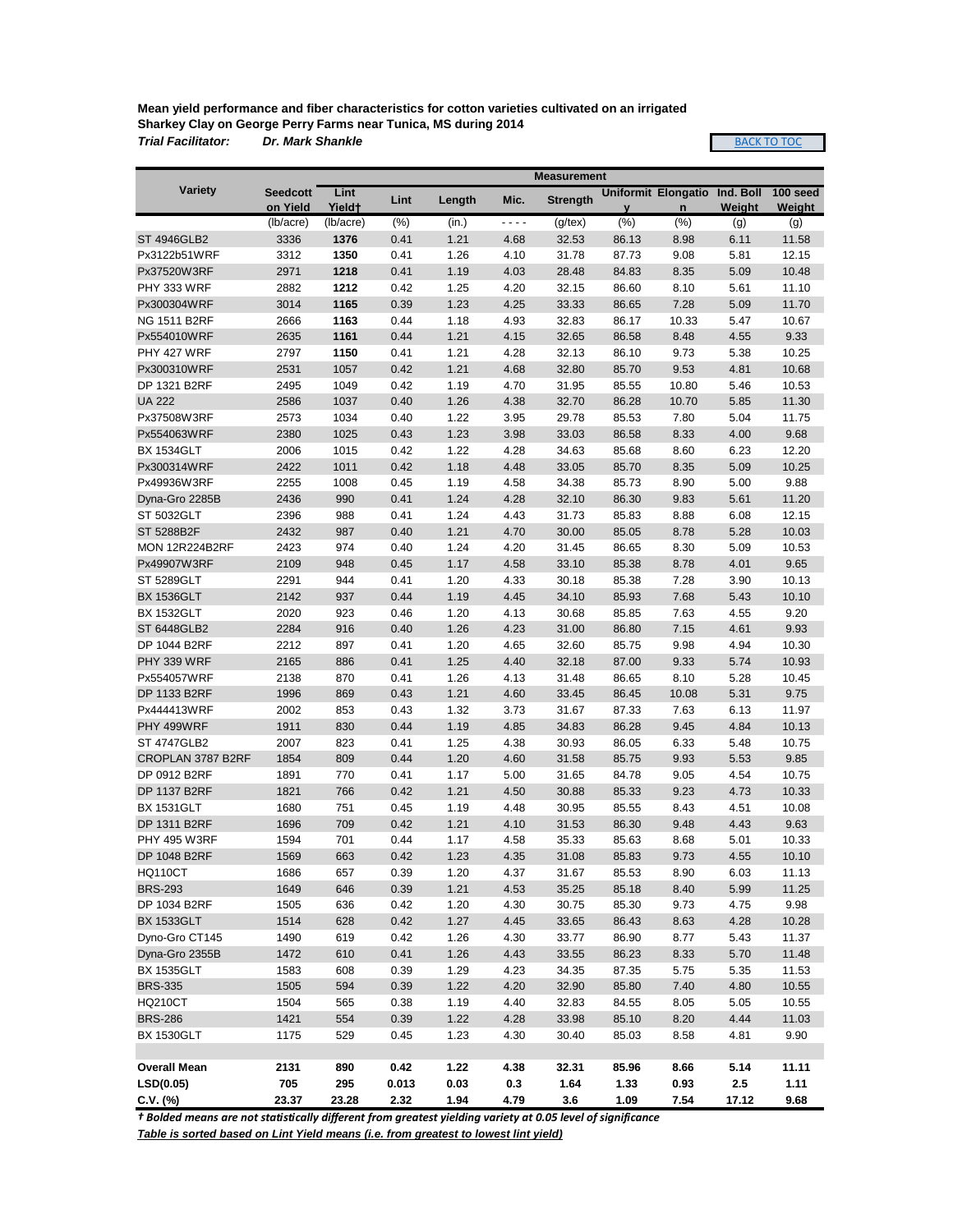**Mean yield performance and fiber characteristics for cotton varieties cultivated on an irrigated Sharkey Clay on George Perry Farms near Tunica, MS during 2014**

***Trial Facilitator:*** ***Dr. Mark Shankle***

BACK TO TOC

| Variety | Measurement | | | | | | | | | |
|---|---|---|---|---|---|---|---|---|---|---|
| | Seedcotton Yield | Lint Yield† | Lint | Length | Mic. | Strength | Uniformity | Elongation | Ind. Boll Weight | 100 seed Weight |
| | (lb/acre) | (lb/acre) | (%) | (in.) | - - - - | (g/tex) | (%) | (%) | (g) | (g) |
| ST 4946GLB2 | 3336 | **1376** | 0.41 | 1.21 | 4.68 | 32.53 | 86.13 | 8.98 | 6.11 | 11.58 |
| Px3122b51WRF | 3312 | **1350** | 0.41 | 1.26 | 4.10 | 31.78 | 87.73 | 9.08 | 5.81 | 12.15 |
| Px37520W3RF | 2971 | **1218** | 0.41 | 1.19 | 4.03 | 28.48 | 84.83 | 8.35 | 5.09 | 10.48 |
| PHY 333 WRF | 2882 | **1212** | 0.42 | 1.25 | 4.20 | 32.15 | 86.60 | 8.10 | 5.61 | 11.10 |
| Px300304WRF | 3014 | **1165** | 0.39 | 1.23 | 4.25 | 33.33 | 86.65 | 7.28 | 5.09 | 11.70 |
| NG 1511 B2RF | 2666 | **1163** | 0.44 | 1.18 | 4.93 | 32.83 | 86.17 | 10.33 | 5.47 | 10.67 |
| Px554010WRF | 2635 | **1161** | 0.44 | 1.21 | 4.15 | 32.65 | 86.58 | 8.48 | 4.55 | 9.33 |
| PHY 427 WRF | 2797 | **1150** | 0.41 | 1.21 | 4.28 | 32.13 | 86.10 | 9.73 | 5.38 | 10.25 |
| Px300310WRF | 2531 | 1057 | 0.42 | 1.21 | 4.68 | 32.80 | 85.70 | 9.53 | 4.81 | 10.68 |
| DP 1321 B2RF | 2495 | 1049 | 0.42 | 1.19 | 4.70 | 31.95 | 85.55 | 10.80 | 5.46 | 10.53 |
| UA 222 | 2586 | 1037 | 0.40 | 1.26 | 4.38 | 32.70 | 86.28 | 10.70 | 5.85 | 11.30 |
| Px37508W3RF | 2573 | 1034 | 0.40 | 1.22 | 3.95 | 29.78 | 85.53 | 7.80 | 5.04 | 11.75 |
| Px554063WRF | 2380 | 1025 | 0.43 | 1.23 | 3.98 | 33.03 | 86.58 | 8.33 | 4.00 | 9.68 |
| BX 1534GLT | 2006 | 1015 | 0.42 | 1.22 | 4.28 | 34.63 | 85.68 | 8.60 | 6.23 | 12.20 |
| Px300314WRF | 2422 | 1011 | 0.42 | 1.18 | 4.48 | 33.05 | 85.70 | 8.35 | 5.09 | 10.25 |
| Px49936W3RF | 2255 | 1008 | 0.45 | 1.19 | 4.58 | 34.38 | 85.73 | 8.90 | 5.00 | 9.88 |
| Dyna-Gro 2285B | 2436 | 990 | 0.41 | 1.24 | 4.28 | 32.10 | 86.30 | 9.83 | 5.61 | 11.20 |
| ST 5032GLT | 2396 | 988 | 0.41 | 1.24 | 4.43 | 31.73 | 85.83 | 8.88 | 6.08 | 12.15 |
| ST 5288B2F | 2432 | 987 | 0.40 | 1.21 | 4.70 | 30.00 | 85.05 | 8.78 | 5.28 | 10.03 |
| MON 12R224B2RF | 2423 | 974 | 0.40 | 1.24 | 4.20 | 31.45 | 86.65 | 8.30 | 5.09 | 10.53 |
| Px49907W3RF | 2109 | 948 | 0.45 | 1.17 | 4.58 | 33.10 | 85.38 | 8.78 | 4.01 | 9.65 |
| ST 5289GLT | 2291 | 944 | 0.41 | 1.20 | 4.33 | 30.18 | 85.38 | 7.28 | 3.90 | 10.13 |
| BX 1536GLT | 2142 | 937 | 0.44 | 1.19 | 4.45 | 34.10 | 85.93 | 7.68 | 5.43 | 10.10 |
| BX 1532GLT | 2020 | 923 | 0.46 | 1.20 | 4.13 | 30.68 | 85.85 | 7.63 | 4.55 | 9.20 |
| ST 6448GLB2 | 2284 | 916 | 0.40 | 1.26 | 4.23 | 31.00 | 86.80 | 7.15 | 4.61 | 9.93 |
| DP 1044 B2RF | 2212 | 897 | 0.41 | 1.20 | 4.65 | 32.60 | 85.75 | 9.98 | 4.94 | 10.30 |
| PHY 339 WRF | 2165 | 886 | 0.41 | 1.25 | 4.40 | 32.18 | 87.00 | 9.33 | 5.74 | 10.93 |
| Px554057WRF | 2138 | 870 | 0.41 | 1.26 | 4.13 | 31.48 | 86.65 | 8.10 | 5.28 | 10.45 |
| DP 1133 B2RF | 1996 | 869 | 0.43 | 1.21 | 4.60 | 33.45 | 86.45 | 10.08 | 5.31 | 9.75 |
| Px444413WRF | 2002 | 853 | 0.43 | 1.32 | 3.73 | 31.67 | 87.33 | 7.63 | 6.13 | 11.97 |
| PHY 499WRF | 1911 | 830 | 0.44 | 1.19 | 4.85 | 34.83 | 86.28 | 9.45 | 4.84 | 10.13 |
| ST 4747GLB2 | 2007 | 823 | 0.41 | 1.25 | 4.38 | 30.93 | 86.05 | 6.33 | 5.48 | 10.75 |
| CROPLAN 3787 B2RF | 1854 | 809 | 0.44 | 1.20 | 4.60 | 31.58 | 85.75 | 9.93 | 5.53 | 9.85 |
| DP 0912 B2RF | 1891 | 770 | 0.41 | 1.17 | 5.00 | 31.65 | 84.78 | 9.05 | 4.54 | 10.75 |
| DP 1137 B2RF | 1821 | 766 | 0.42 | 1.21 | 4.50 | 30.88 | 85.33 | 9.23 | 4.73 | 10.33 |
| BX 1531GLT | 1680 | 751 | 0.45 | 1.19 | 4.48 | 30.95 | 85.55 | 8.43 | 4.51 | 10.08 |
| DP 1311 B2RF | 1696 | 709 | 0.42 | 1.21 | 4.10 | 31.53 | 86.30 | 9.48 | 4.43 | 9.63 |
| PHY 495 W3RF | 1594 | 701 | 0.44 | 1.17 | 4.58 | 35.33 | 85.63 | 8.68 | 5.01 | 10.33 |
| DP 1048 B2RF | 1569 | 663 | 0.42 | 1.23 | 4.35 | 31.08 | 85.83 | 9.73 | 4.55 | 10.10 |
| HQ110CT | 1686 | 657 | 0.39 | 1.20 | 4.37 | 31.67 | 85.53 | 8.90 | 6.03 | 11.13 |
| BRS-293 | 1649 | 646 | 0.39 | 1.21 | 4.53 | 35.25 | 85.18 | 8.40 | 5.99 | 11.25 |
| DP 1034 B2RF | 1505 | 636 | 0.42 | 1.20 | 4.30 | 30.75 | 85.30 | 9.73 | 4.75 | 9.98 |
| BX 1533GLT | 1514 | 628 | 0.42 | 1.27 | 4.45 | 33.65 | 86.43 | 8.63 | 4.28 | 10.28 |
| Dyno-Gro CT145 | 1490 | 619 | 0.42 | 1.26 | 4.30 | 33.77 | 86.90 | 8.77 | 5.43 | 11.37 |
| Dyna-Gro 2355B | 1472 | 610 | 0.41 | 1.26 | 4.43 | 33.55 | 86.23 | 8.33 | 5.70 | 11.48 |
| BX 1535GLT | 1583 | 608 | 0.39 | 1.29 | 4.23 | 34.35 | 87.35 | 5.75 | 5.35 | 11.53 |
| BRS-335 | 1505 | 594 | 0.39 | 1.22 | 4.20 | 32.90 | 85.80 | 7.40 | 4.80 | 10.55 |
| HQ210CT | 1504 | 565 | 0.38 | 1.19 | 4.40 | 32.83 | 84.55 | 8.05 | 5.05 | 10.55 |
| BRS-286 | 1421 | 554 | 0.39 | 1.22 | 4.28 | 33.98 | 85.10 | 8.20 | 4.44 | 11.03 |
| BX 1530GLT | 1175 | 529 | 0.45 | 1.23 | 4.30 | 30.40 | 85.03 | 8.58 | 4.81 | 9.90 |
| | | | | | | | | | | |
| **Overall Mean** | **2131** | **890** | **0.42** | **1.22** | **4.38** | **32.31** | **85.96** | **8.66** | **5.14** | **11.11** |
| **LSD(0.05)** | **705** | **295** | **0.013** | **0.03** | **0.3** | **1.64** | **1.33** | **0.93** | **2.5** | **1.11** |
| **C.V. (%)** | **23.37** | **23.28** | **2.32** | **1.94** | **4.79** | **3.6** | **1.09** | **7.54** | **17.12** | **9.68** |

*† Bolded means are not statistically different from greatest yielding variety at 0.05 level of significance*

*Table is sorted based on Lint Yield means (i.e. from greatest to lowest lint yield)*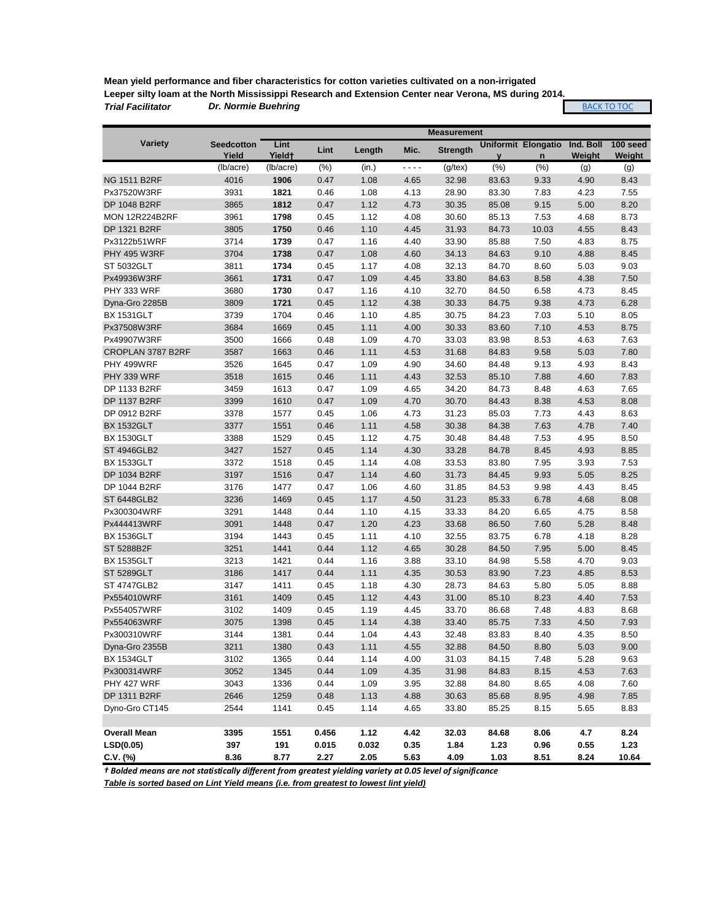**Mean yield performance and fiber characteristics for cotton varieties cultivated on a non-irrigated Leeper silty loam at the North Mississippi Research and Extension Center near Verona, MS during 2014.**

***Trial Facilitator*** ***Dr. Normie Buehring***

BACK TO TOC

| Variety | Measurement | | | | | | | | | |
|---|---|---|---|---|---|---|---|---|---|---|
| | Seedcotton Yield | Lint Yield† | Lint | Length | Mic. | Strength | Uniformity | Elongation | Ind. Boll Weight | 100 seed Weight |
| | (lb/acre) | (lb/acre) | (%) | (in.) | - - - - | (g/tex) | (%) | (%) | (g) | (g) |
| NG 1511 B2RF | 4016 | **1906** | 0.47 | 1.08 | 4.65 | 32.98 | 83.63 | 9.33 | 4.90 | 8.43 |
| Px37520W3RF | 3931 | **1821** | 0.46 | 1.08 | 4.13 | 28.90 | 83.30 | 7.83 | 4.23 | 7.55 |
| DP 1048 B2RF | 3865 | **1812** | 0.47 | 1.12 | 4.73 | 30.35 | 85.08 | 9.15 | 5.00 | 8.20 |
| MON 12R224B2RF | 3961 | **1798** | 0.45 | 1.12 | 4.08 | 30.60 | 85.13 | 7.53 | 4.68 | 8.73 |
| DP 1321 B2RF | 3805 | **1750** | 0.46 | 1.10 | 4.45 | 31.93 | 84.73 | 10.03 | 4.55 | 8.43 |
| Px3122b51WRF | 3714 | **1739** | 0.47 | 1.16 | 4.40 | 33.90 | 85.88 | 7.50 | 4.83 | 8.75 |
| PHY 495 W3RF | 3704 | **1738** | 0.47 | 1.08 | 4.60 | 34.13 | 84.63 | 9.10 | 4.88 | 8.45 |
| ST 5032GLT | 3811 | **1734** | 0.45 | 1.17 | 4.08 | 32.13 | 84.70 | 8.60 | 5.03 | 9.03 |
| Px49936W3RF | 3661 | **1731** | 0.47 | 1.09 | 4.45 | 33.80 | 84.63 | 8.58 | 4.38 | 7.50 |
| PHY 333 WRF | 3680 | **1730** | 0.47 | 1.16 | 4.10 | 32.70 | 84.50 | 6.58 | 4.73 | 8.45 |
| Dyna-Gro 2285B | 3809 | **1721** | 0.45 | 1.12 | 4.38 | 30.33 | 84.75 | 9.38 | 4.73 | 6.28 |
| BX 1531GLT | 3739 | 1704 | 0.46 | 1.10 | 4.85 | 30.75 | 84.23 | 7.03 | 5.10 | 8.05 |
| Px37508W3RF | 3684 | 1669 | 0.45 | 1.11 | 4.00 | 30.33 | 83.60 | 7.10 | 4.53 | 8.75 |
| Px49907W3RF | 3500 | 1666 | 0.48 | 1.09 | 4.70 | 33.03 | 83.98 | 8.53 | 4.63 | 7.63 |
| CROPLAN 3787 B2RF | 3587 | 1663 | 0.46 | 1.11 | 4.53 | 31.68 | 84.83 | 9.58 | 5.03 | 7.80 |
| PHY 499WRF | 3526 | 1645 | 0.47 | 1.09 | 4.90 | 34.60 | 84.48 | 9.13 | 4.93 | 8.43 |
| PHY 339 WRF | 3518 | 1615 | 0.46 | 1.11 | 4.43 | 32.53 | 85.10 | 7.88 | 4.60 | 7.83 |
| DP 1133 B2RF | 3459 | 1613 | 0.47 | 1.09 | 4.65 | 34.20 | 84.73 | 8.48 | 4.63 | 7.65 |
| DP 1137 B2RF | 3399 | 1610 | 0.47 | 1.09 | 4.70 | 30.70 | 84.43 | 8.38 | 4.53 | 8.08 |
| DP 0912 B2RF | 3378 | 1577 | 0.45 | 1.06 | 4.73 | 31.23 | 85.03 | 7.73 | 4.43 | 8.63 |
| BX 1532GLT | 3377 | 1551 | 0.46 | 1.11 | 4.58 | 30.38 | 84.38 | 7.63 | 4.78 | 7.40 |
| BX 1530GLT | 3388 | 1529 | 0.45 | 1.12 | 4.75 | 30.48 | 84.48 | 7.53 | 4.95 | 8.50 |
| ST 4946GLB2 | 3427 | 1527 | 0.45 | 1.14 | 4.30 | 33.28 | 84.78 | 8.45 | 4.93 | 8.85 |
| BX 1533GLT | 3372 | 1518 | 0.45 | 1.14 | 4.08 | 33.53 | 83.80 | 7.95 | 3.93 | 7.53 |
| DP 1034 B2RF | 3197 | 1516 | 0.47 | 1.14 | 4.60 | 31.73 | 84.45 | 9.93 | 5.05 | 8.25 |
| DP 1044 B2RF | 3176 | 1477 | 0.47 | 1.06 | 4.60 | 31.85 | 84.53 | 9.98 | 4.43 | 8.45 |
| ST 6448GLB2 | 3236 | 1469 | 0.45 | 1.17 | 4.50 | 31.23 | 85.33 | 6.78 | 4.68 | 8.08 |
| Px300304WRF | 3291 | 1448 | 0.44 | 1.10 | 4.15 | 33.33 | 84.20 | 6.65 | 4.75 | 8.58 |
| Px444413WRF | 3091 | 1448 | 0.47 | 1.20 | 4.23 | 33.68 | 86.50 | 7.60 | 5.28 | 8.48 |
| BX 1536GLT | 3194 | 1443 | 0.45 | 1.11 | 4.10 | 32.55 | 83.75 | 6.78 | 4.18 | 8.28 |
| ST 5288B2F | 3251 | 1441 | 0.44 | 1.12 | 4.65 | 30.28 | 84.50 | 7.95 | 5.00 | 8.45 |
| BX 1535GLT | 3213 | 1421 | 0.44 | 1.16 | 3.88 | 33.10 | 84.98 | 5.58 | 4.70 | 9.03 |
| ST 5289GLT | 3186 | 1417 | 0.44 | 1.11 | 4.35 | 30.53 | 83.90 | 7.23 | 4.85 | 8.53 |
| ST 4747GLB2 | 3147 | 1411 | 0.45 | 1.18 | 4.30 | 28.73 | 84.63 | 5.80 | 5.05 | 8.88 |
| Px554010WRF | 3161 | 1409 | 0.45 | 1.12 | 4.43 | 31.00 | 85.10 | 8.23 | 4.40 | 7.53 |
| Px554057WRF | 3102 | 1409 | 0.45 | 1.19 | 4.45 | 33.70 | 86.68 | 7.48 | 4.83 | 8.68 |
| Px554063WRF | 3075 | 1398 | 0.45 | 1.14 | 4.38 | 33.40 | 85.75 | 7.33 | 4.50 | 7.93 |
| Px300310WRF | 3144 | 1381 | 0.44 | 1.04 | 4.43 | 32.48 | 83.83 | 8.40 | 4.35 | 8.50 |
| Dyna-Gro 2355B | 3211 | 1380 | 0.43 | 1.11 | 4.55 | 32.88 | 84.50 | 8.80 | 5.03 | 9.00 |
| BX 1534GLT | 3102 | 1365 | 0.44 | 1.14 | 4.00 | 31.03 | 84.15 | 7.48 | 5.28 | 9.63 |
| Px300314WRF | 3052 | 1345 | 0.44 | 1.09 | 4.35 | 31.98 | 84.83 | 8.15 | 4.53 | 7.63 |
| PHY 427 WRF | 3043 | 1336 | 0.44 | 1.09 | 3.95 | 32.88 | 84.80 | 8.65 | 4.08 | 7.60 |
| DP 1311 B2RF | 2646 | 1259 | 0.48 | 1.13 | 4.88 | 30.63 | 85.68 | 8.95 | 4.98 | 7.85 |
| Dyno-Gro CT145 | 2544 | 1141 | 0.45 | 1.14 | 4.65 | 33.80 | 85.25 | 8.15 | 5.65 | 8.83 |
| | | | | | | | | | | |
| **Overall Mean** | **3395** | **1551** | **0.456** | **1.12** | **4.42** | **32.03** | **84.68** | **8.06** | **4.7** | **8.24** |
| **LSD(0.05)** | **397** | **191** | **0.015** | **0.032** | **0.35** | **1.84** | **1.23** | **0.96** | **0.55** | **1.23** |
| **C.V. (%)** | **8.36** | **8.77** | **2.27** | **2.05** | **5.63** | **4.09** | **1.03** | **8.51** | **8.24** | **10.64** |

***† Bolded means are not statistically different from greatest yielding variety at 0.05 level of significance***

***Table is sorted based on Lint Yield means (i.e. from greatest to lowest lint yield)***